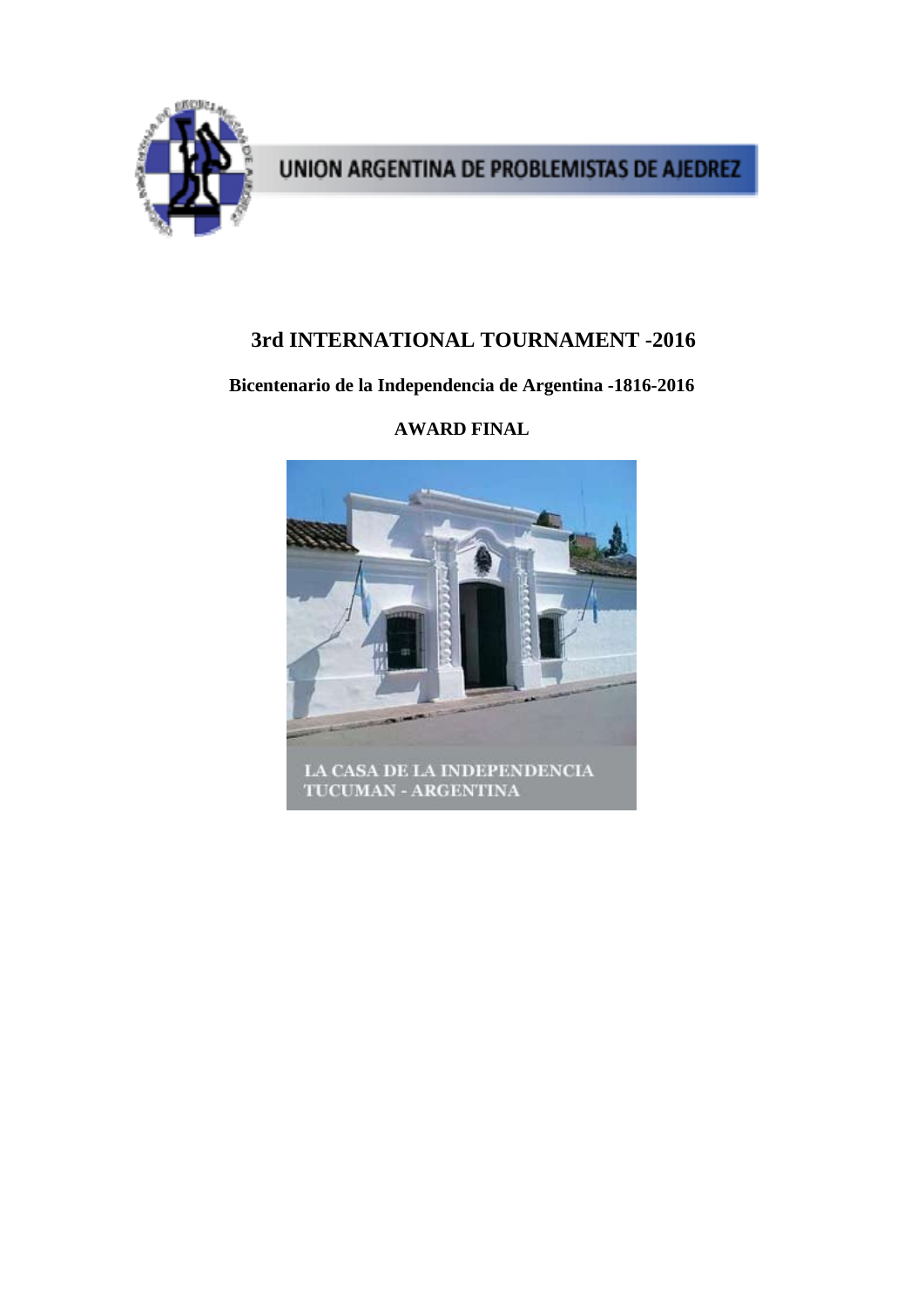UNION ARGENTINA DE PROBLEMISTAS DE AJEDREZ

# 3rd INTERNATIONAL TOURNAMENT -2016

## Bicentenario de la Independencia de Argentina -1816-2016

## AWARD FINAL

LA CASA DE LA INDEPENDENCIA
TUCUMAN - ARGENTINA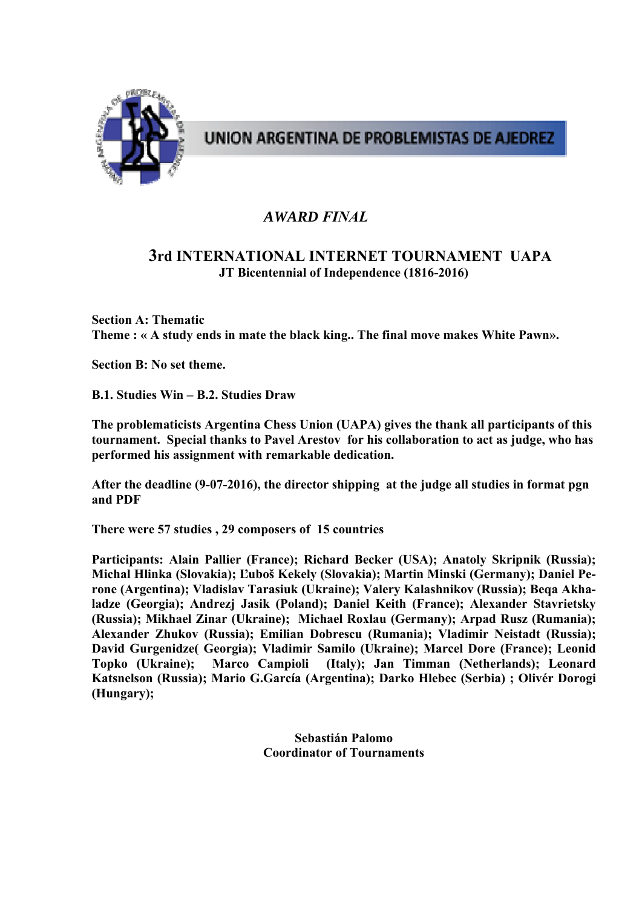UNION ARGENTINA DE PROBLEMISTAS DE AJEDREZ

# *AWARD FINAL*

## 3rd INTERNATIONAL INTERNET TOURNAMENT UAPA

**JT Bicentennial of Independence (1816-2016)**

**Section A: Thematic**
**Theme : « A study ends in mate the black king.. The final move makes White Pawn».**

**Section B: No set theme.**

**B.1. Studies Win – B.2. Studies Draw**

**The problematicists Argentina Chess Union (UAPA) gives the thank all participants of this tournament. Special thanks to Pavel Arestov for his collaboration to act as judge, who has performed his assignment with remarkable dedication.**

**After the deadline (9-07-2016), the director shipping at the judge all studies in format pgn and PDF**

**There were 57 studies , 29 composers of 15 countries**

**Participants: Alain Pallier (France); Richard Becker (USA); Anatoly Skripnik (Russia); Michal Hlinka (Slovakia); Ľuboš Kekely (Slovakia); Martin Minski (Germany); Daniel Perone (Argentina); Vladislav Tarasiuk (Ukraine); Valery Kalashnikov (Russia); Beqa Akhaladze (Georgia); Andrezj Jasik (Poland); Daniel Keith (France); Alexander Stavrietsky (Russia); Mikhael Zinar (Ukraine); Michael Roxlau (Germany); Arpad Rusz (Rumania); Alexander Zhukov (Russia); Emilian Dobrescu (Rumania); Vladimir Neistadt (Russia); David Gurgenidze( Georgia); Vladimir Samilo (Ukraine); Marcel Dore (France); Leonid Topko (Ukraine); Marco Campioli (Italy); Jan Timman (Netherlands); Leonard Katsnelson (Russia); Mario G.García (Argentina); Darko Hlebec (Serbia) ; Olivér Dorogi (Hungary);**

**Sebastián Palomo**
**Coordinator of Tournaments**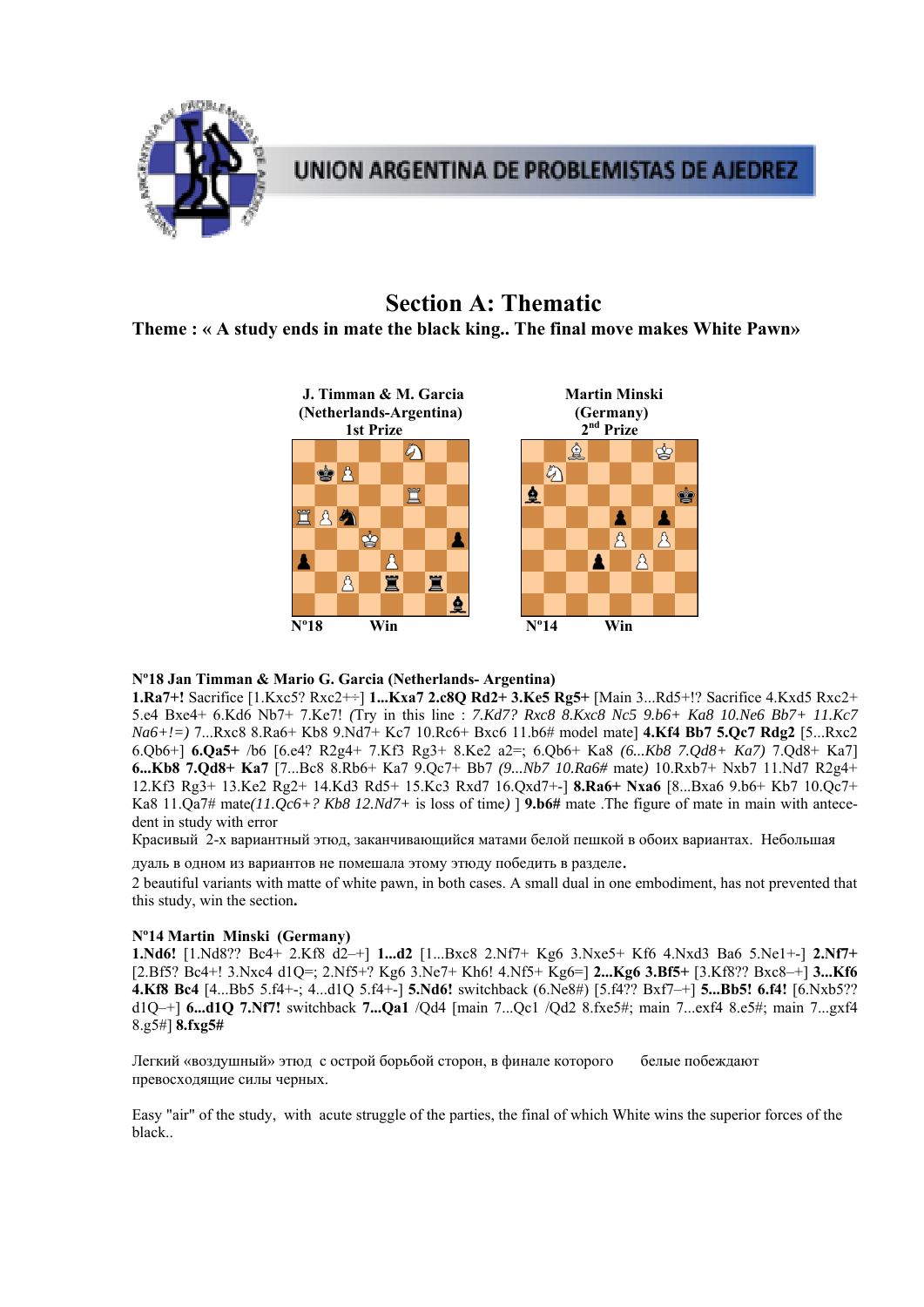UNION ARGENTINA DE PROBLEMISTAS DE AJEDREZ

# Section A: Thematic

**Theme : « A study ends in mate the black king.. The final move makes White Pawn»**

**J. Timman & M. Garcia**
**(Netherlands-Argentina)**
**1st Prize**

Nº18 Win

**Martin Minski**
**(Germany)**
**2nd Prize**

Nº14 Win

**Nº18 Jan Timman & Mario G. Garcia (Netherlands- Argentina)**
**1.Ra7+!** Sacrifice [1.Kxc5? Rxc2+÷] **1...Kxa7 2.c8Q Rd2+ 3.Ke5 Rg5+** [Main 3...Rd5+!? Sacrifice 4.Kxd5 Rxc2+ 5.e4 Bxe4+ 6.Kd6 Nb7+ 7.Ke7! *(*Try in this line : *7.Kd7? Rxc8 8.Kxc8 Nc5 9.b6+ Ka8 10.Ne6 Bb7+ 11.Kc7 Na6+!=)* 7...Rxc8 8.Ra6+ Kb8 9.Nd7+ Kc7 10.Rc6+ Bxc6 11.b6# model mate] **4.Kf4 Bb7 5.Qc7 Rdg2** [5...Rxc2 6.Qb6+] **6.Qa5+** /b6 [6.e4? R2g4+ 7.Kf3 Rg3+ 8.Ke2 a2=; 6.Qb6+ Ka8 *(6...Kb8 7.Qd8+ Ka7)* 7.Qd8+ Ka7] **6...Kb8 7.Qd8+ Ka7** [7...Bc8 8.Rb6+ Ka7 9.Qc7+ Bb7 *(9...Nb7 10.Ra6#* mate*)* 10.Rxb7+ Nxb7 11.Nd7 R2g4+ 12.Kf3 Rg3+ 13.Ke2 Rg2+ 14.Kd3 Rd5+ 15.Kc3 Rxd7 16.Qxd7+-] **8.Ra6+ Nxa6** [8...Bxa6 9.b6+ Kb7 10.Qc7+ Ka8 11.Qa7# mate*(11.Qc6+? Kb8 12.Nd7+* is loss of time*)* ] **9.b6#** mate .The figure of mate in main with antecedent in study with error

Красивый 2-х вариантный этюд, заканчивающийся матами белой пешкой в обоих вариантах. Небольшая дуаль в одном из вариантов не помешала этому этюду победить в разделе**.**

2 beautiful variants with matte of white pawn, in both cases. A small dual in one embodiment, has not prevented that this study, win the section**.**

**Nº14 Martin Minski (Germany)**
**1.Nd6!** [1.Nd8?? Bc4+ 2.Kf8 d2–+] **1...d2** [1...Bxc8 2.Nf7+ Kg6 3.Nxe5+ Kf6 4.Nxd3 Ba6 5.Ne1+-] **2.Nf7+** [2.Bf5? Bc4+! 3.Nxc4 d1Q=; 2.Nf5+? Kg6 3.Ne7+ Kh6! 4.Nf5+ Kg6=] **2...Kg6 3.Bf5+** [3.Kf8?? Bxc8–+] **3...Kf6 4.Kf8 Bc4** [4...Bb5 5.f4+-; 4...d1Q 5.f4+-] **5.Nd6!** switchback (6.Ne8#) [5.f4?? Bxf7–+] **5...Bb5! 6.f4!** [6.Nxb5?? d1Q–+] **6...d1Q 7.Nf7!** switchback **7...Qa1** /Qd4 [main 7...Qc1 /Qd2 8.fxe5#; main 7...exf4 8.e5#; main 7...gxf4 8.g5#] **8.fxg5#**

Легкий «воздушный» этюд с острой борьбой сторон, в финале которого белые побеждают превосходящие силы черных.

Easy "air" of the study, with acute struggle of the parties, the final of which White wins the superior forces of the black..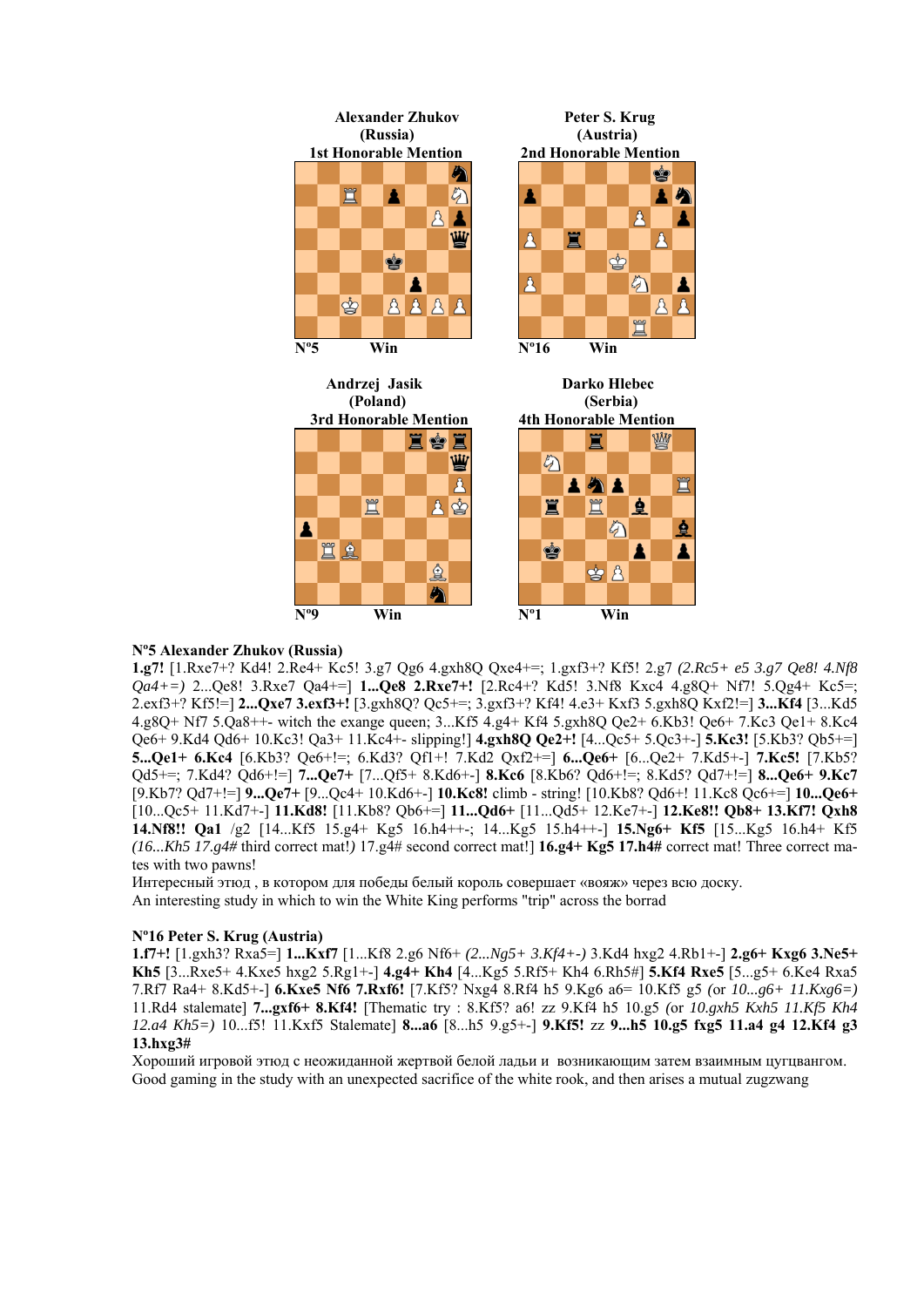Alexander Zhukov
(Russia)
1st Honorable Mention

Nº5 Win

Peter S. Krug
(Austria)
2nd Honorable Mention

Nº16 Win

Andrzej Jasik
(Poland)
3rd Honorable Mention

Nº9 Win

Darko Hlebec
(Serbia)
4th Honorable Mention

Nº1 Win

**Nº5 Alexander Zhukov (Russia)**

**1.g7!** [1.Rxe7+? Kd4! 2.Re4+ Kc5! 3.g7 Qg6 4.gxh8Q Qxe4+=; 1.gxf3+? Kf5! 2.g7 *(2.Rc5+ e5 3.g7 Qe8! 4.Nf8 Qa4+=)* 2...Qe8! 3.Rxe7 Qa4+=] **1...Qe8 2.Rxe7+!** [2.Rc4+? Kd5! 3.Nf8 Kxc4 4.g8Q+ Nf7! 5.Qg4+ Kc5=; 2.exf3+? Kf5!=] **2...Qxe7 3.exf3+!** [3.gxh8Q? Qc5+=; 3.gxf3+? Kf4! 4.e3+ Kxf3 5.gxh8Q Kxf2!=] **3...Kf4** [3...Kd5 4.g8Q+ Nf7 5.Qa8++- witch the exange queen; 3...Kf5 4.g4+ Kf4 5.gxh8Q Qe2+ 6.Kb3! Qe6+ 7.Kc3 Qe1+ 8.Kc4 Qe6+ 9.Kd4 Qd6+ 10.Kc3! Qa3+ 11.Kc4+- slipping!] **4.gxh8Q Qe2+!** [4...Qc5+ 5.Qc3+-] **5.Kc3!** [5.Kb3? Qb5+=] **5...Qe1+ 6.Kc4** [6.Kb3? Qe6+!=; 6.Kd3? Qf1+! 7.Kd2 Qxf2+=] **6...Qe6+** [6...Qe2+ 7.Kd5+-] **7.Kc5!** [7.Kb5? Qd5+=; 7.Kd4? Qd6+!=] **7...Qe7+** [7...Qf5+ 8.Kd6+-] **8.Kc6** [8.Kb6? Qd6+!=; 8.Kd5? Qd7+!=] **8...Qe6+ 9.Kc7** [9.Kb7? Qd7+!=] **9...Qe7+** [9...Qc4+ 10.Kd6+-] **10.Kc8!** climb - string! [10.Kb8? Qd6+! 11.Kc8 Qc6+=] **10...Qe6+** [10...Qc5+ 11.Kd7+-] **11.Kd8!** [11.Kb8? Qb6+=] **11...Qd6+** [11...Qd5+ 12.Ke7+-] **12.Ke8!! Qb8+ 13.Kf7! Qxh8 14.Nf8!! Qa1** /g2 [14...Kf5 15.g4+ Kg5 16.h4++-; 14...Kg5 15.h4++-] **15.Ng6+ Kf5** [15...Kg5 16.h4+ Kf5 *(16...Kh5 17.g4#* third correct mat!*)* 17.g4# second correct mat!] **16.g4+ Kg5 17.h4#** correct mat! Three correct mates with two pawns!

Интересный этюд , в котором для победы белый король совершает «вояж» через всю доску.

An interesting study in which to win the White King performs "trip" across the borrad

**Nº16 Peter S. Krug (Austria)**

**1.f7+!** [1.gxh3? Rxa5=] **1...Kxf7** [1...Kf8 2.g6 Nf6+ *(2...Ng5+ 3.Kf4+-)* 3.Kd4 hxg2 4.Rb1+-] **2.g6+ Kxg6 3.Ne5+ Kh5** [3...Rxe5+ 4.Kxe5 hxg2 5.Rg1+-] **4.g4+ Kh4** [4...Kg5 5.Rf5+ Kh4 6.Rh5#] **5.Kf4 Rxe5** [5...g5+ 6.Ke4 Rxa5 7.Rf7 Ra4+ 8.Kd5+-] **6.Kxe5 Nf6 7.Rxf6!** [7.Kf5? Nxg4 8.Rf4 h5 9.Kg6 a6= 10.Kf5 g5 (or *10...g6+ 11.Kxg6=)* 11.Rd4 stalemate] **7...gxf6+ 8.Kf4!** [Thematic try : 8.Kf5? a6! zz 9.Kf4 h5 10.g5 (or *10.gxh5 Kxh5 11.Kf5 Kh4 12.a4 Kh5=)* 10...f5! 11.Kxf5 Stalemate] **8...a6** [8...h5 9.g5+-] **9.Kf5!** zz **9...h5 10.g5 fxg5 11.a4 g4 12.Kf4 g3 13.hxg3#**

Хороший игровой этюд с неожиданной жертвой белой ладьи и возникающим затем взаимным цугцвангом.

Good gaming in the study with an unexpected sacrifice of the white rook, and then arises a mutual zugzwang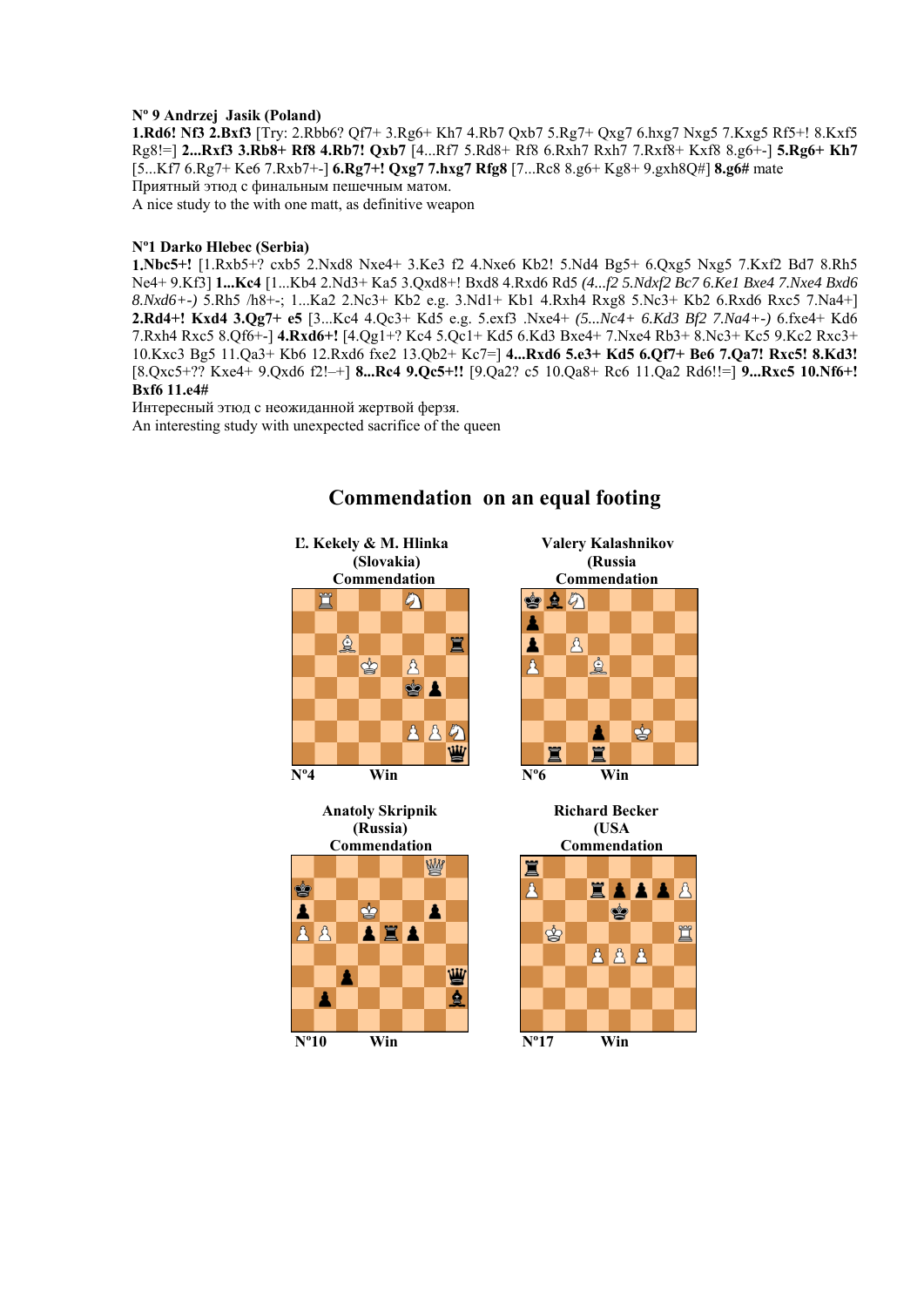**Nº 9 Andrzej Jasik (Poland)**

**1.Rd6! Nf3 2.Bxf3** [Try: 2.Rbb6? Qf7+ 3.Rg6+ Kh7 4.Rb7 Qxb7 5.Rg7+ Qxg7 6.hxg7 Nxg5 7.Kxg5 Rf5+! 8.Kxf5 Rg8!=] **2...Rxf3 3.Rb8+ Rf8 4.Rb7! Qxb7** [4...Rf7 5.Rd8+ Rf8 6.Rxh7 Rxh7 7.Rxf8+ Kxf8 8.g6+-] **5.Rg6+ Kh7** [5...Kf7 6.Rg7+ Ke6 7.Rxb7+-] **6.Rg7+! Qxg7 7.hxg7 Rfg8** [7...Rc8 8.g6+ Kg8+ 9.gxh8Q#] **8.g6#** mate

Приятный этюд с финальным пешечным матом.

A nice study to the with one matt, as definitive weapon

**Nº1 Darko Hlebec (Serbia)**

**1.Nbc5+!** [1.Rxb5+? cxb5 2.Nxd8 Nxe4+ 3.Ke3 f2 4.Nxe6 Kb2! 5.Nd4 Bg5+ 6.Qxg5 Nxg5 7.Kxf2 Bd7 8.Rh5 Ne4+ 9.Kf3] **1...Kc4** [1...Kb4 2.Nd3+ Ka5 3.Qxd8+! Bxd8 4.Rxd6 Rd5 *(4...f2 5.Ndxf2 Bc7 6.Ke1 Bxe4 7.Nxe4 Bxd6 8.Nxd6+-)* 5.Rh5 /h8+-; 1...Ka2 2.Nc3+ Kb2 e.g. 3.Nd1+ Kb1 4.Rxh4 Rxg8 5.Nc3+ Kb2 6.Rxd6 Rxc5 7.Na4+] **2.Rd4+! Kxd4 3.Qg7+ e5** [3...Kc4 4.Qc3+ Kd5 e.g. 5.exf3 .Nxe4+ *(5...Nc4+ 6.Kd3 Bf2 7.Na4+-)* 6.fxe4+ Kd6 7.Rxh4 Rxc5 8.Qf6+-] **4.Rxd6+!** [4.Qg1+? Kc4 5.Qc1+ Kd5 6.Kd3 Bxe4+ 7.Nxe4 Rb3+ 8.Nc3+ Kc5 9.Kc2 Rxc3+ 10.Kxc3 Bg5 11.Qa3+ Kb6 12.Rxd6 fxe2 13.Qb2+ Kc7=] **4...Rxd6 5.e3+ Kd5 6.Qf7+ Be6 7.Qa7! Rxc5! 8.Kd3!** [8.Qxc5+?? Kxe4+ 9.Qxd6 f2!–+] **8...Rc4 9.Qc5+!!** [9.Qa2? c5 10.Qa8+ Rc6 11.Qa2 Rd6!!=] **9...Rxc5 10.Nf6+! Bxf6 11.e4#**

Интересный этюд с неожиданной жертвой ферзя.

An interesting study with unexpected sacrifice of the queen

## Commendation on an equal footing

**Ľ. Kekely & M. Hlinka (Slovakia) Commendation**

Nº4 Win

**Valery Kalashnikov (Russia) Commendation**

Nº6 Win

**Anatoly Skripnik (Russia) Commendation**

Nº10 Win

**Richard Becker (USA) Commendation**

Nº17 Win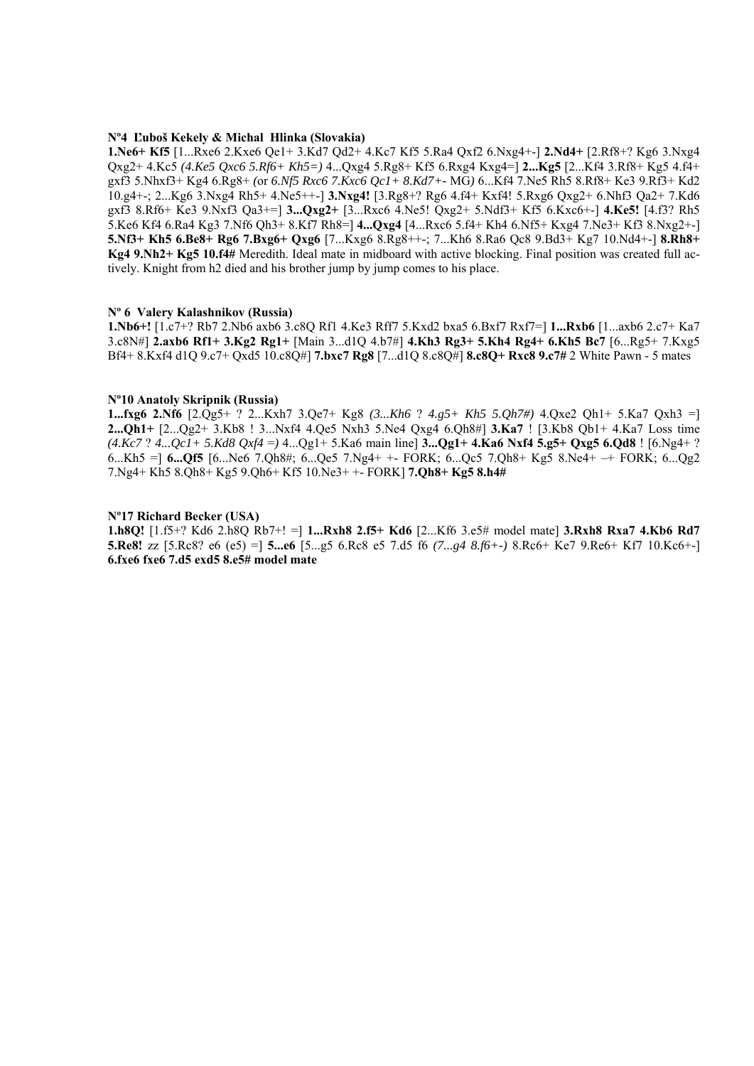**Nº4 Ľuboš Kekely & Michal Hlinka (Slovakia)**

**1.Ne6+ Kf5** [1...Rxe6 2.Kxe6 Qe1+ 3.Kd7 Qd2+ 4.Kc7 Kf5 5.Ra4 Qxf2 6.Nxg4+-] **2.Nd4+** [2.Rf8+? Kg6 3.Nxg4 Qxg2+ 4.Kc5 *(4.Ke5 Qxc6 5.Rf6+ Kh5=)* 4...Qxg4 5.Rg8+ Kf5 6.Rxg4 Kxg4=] **2...Kg5** [2...Kf4 3.Rf8+ Kg5 4.f4+ gxf3 5.Nhxf3+ Kg4 6.Rg8+ *(*or *6.Nf5 Rxc6 7.Kxc6 Qc1+ 8.Kd7+-* MG*)* 6...Kf4 7.Ne5 Rh5 8.Rf8+ Ke3 9.Rf3+ Kd2 10.g4+-; 2...Kg6 3.Nxg4 Rh5+ 4.Ne5++-] **3.Nxg4!** [3.Rg8+? Rg6 4.f4+ Kxf4! 5.Rxg6 Qxg2+ 6.Nhf3 Qa2+ 7.Kd6 gxf3 8.Rf6+ Ke3 9.Nxf3 Qa3+=] **3...Qxg2+** [3...Rxc6 4.Ne5! Qxg2+ 5.Ndf3+ Kf5 6.Kxc6+-] **4.Ke5!** [4.f3? Rh5 5.Ke6 Kf4 6.Ra4 Kg3 7.Nf6 Qh3+ 8.Kf7 Rh8=] **4...Qxg4** [4...Rxc6 5.f4+ Kh4 6.Nf5+ Kxg4 7.Ne3+ Kf3 8.Nxg2+-] **5.Nf3+ Kh5 6.Be8+ Rg6 7.Bxg6+ Qxg6** [7...Kxg6 8.Rg8++-; 7...Kh6 8.Ra6 Qc8 9.Bd3+ Kg7 10.Nd4+-] **8.Rh8+ Kg4 9.Nh2+ Kg5 10.f4#** Meredith. Ideal mate in midboard with active blocking. Final position was created full actively. Knight from h2 died and his brother jump by jump comes to his place.

**Nº 6 Valery Kalashnikov (Russia)**

**1.Nb6+!** [1.c7+? Rb7 2.Nb6 axb6 3.c8Q Rf1 4.Ke3 Rff7 5.Kxd2 bxa5 6.Bxf7 Rxf7=] **1...Rxb6** [1...axb6 2.c7+ Ka7 3.c8N#] **2.axb6 Rf1+ 3.Kg2 Rg1+** [Main 3...d1Q 4.b7#] **4.Kh3 Rg3+ 5.Kh4 Rg4+ 6.Kh5 Bc7** [6...Rg5+ 7.Kxg5 Bf4+ 8.Kxf4 d1Q 9.c7+ Qxd5 10.c8Q#] **7.bxc7 Rg8** [7...d1Q 8.c8Q#] **8.c8Q+ Rxc8 9.c7#** 2 White Pawn - 5 mates

**Nº10 Anatoly Skripnik (Russia)**

**1...fxg6 2.Nf6** [2.Qg5+ ? 2...Kxh7 3.Qe7+ Kg8 *(3...Kh6 ? 4.g5+ Kh5 5.Qh7#)* 4.Qxe2 Qh1+ 5.Ka7 Qxh3 =] **2...Qh1+** [2...Qg2+ 3.Kb8 ! 3...Nxf4 4.Qe5 Nxh3 5.Ne4 Qxg4 6.Qh8#] **3.Ka7** ! [3.Kb8 Qb1+ 4.Ka7 Loss time *(4.Kc7 ? 4...Qc1+ 5.Kd8 Qxf4 =)* 4...Qg1+ 5.Ka6 main line] **3...Qg1+ 4.Ka6 Nxf4 5.g5+ Qxg5 6.Qd8** ! [6.Ng4+ ? 6...Kh5 =] **6...Qf5** [6...Ne6 7.Qh8#; 6...Qe5 7.Ng4+ +- FORK; 6...Qc5 7.Qh8+ Kg5 8.Ne4+ –+ FORK; 6...Qg2 7.Ng4+ Kh5 8.Qh8+ Kg5 9.Qh6+ Kf5 10.Ne3+ +- FORK] **7.Qh8+ Kg5 8.h4#**

**Nº17 Richard Becker (USA)**

**1.h8Q!** [1.f5+? Kd6 2.h8Q Rb7+! =] **1...Rxh8 2.f5+ Kd6** [2...Kf6 3.e5# model mate] **3.Rxh8 Rxa7 4.Kb6 Rd7 5.Re8!** zz [5.Rc8? e6 (e5) =] **5...e6** [5...g5 6.Rc8 e5 7.d5 f6 *(7...g4 8.f6+-)* 8.Rc6+ Ke7 9.Re6+ Kf7 10.Kc6+-] **6.fxe6 fxe6 7.d5 exd5 8.e5# model mate**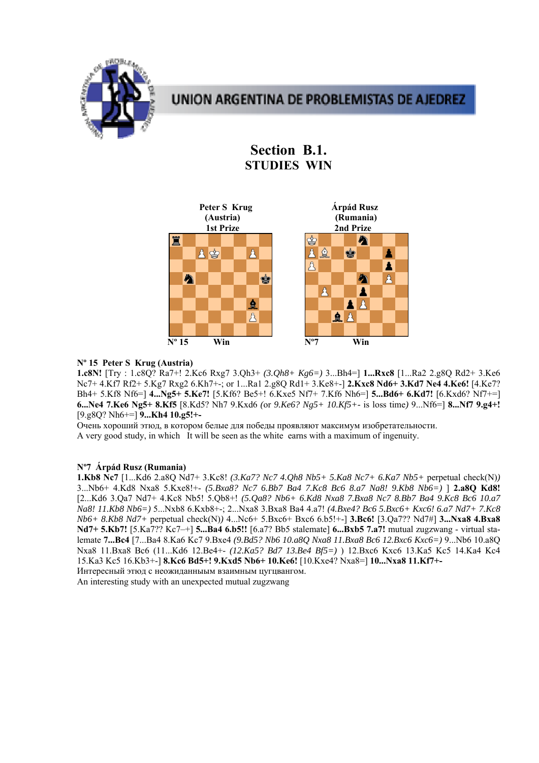UNION ARGENTINA DE PROBLEMISTAS DE AJEDREZ

# Section B.1.
## STUDIES WIN

| Peter S Krug (Austria) 1st Prize | Árpád Rusz (Rumania) 2nd Prize |
|---|---|
| Nº 15 Win | Nº7 Win |

**Nº 15 Peter S Krug (Austria)**

**1.c8N!** [Try : 1.c8Q? Ra7+! 2.Kc6 Rxg7 3.Qh3+ *(3.Qh8+ Kg6=)* 3...Bh4=] **1...Rxc8** [1...Ra2 2.g8Q Rd2+ 3.Ke6 Nc7+ 4.Kf7 Rf2+ 5.Kg7 Rxg2 6.Kh7+-; or 1...Ra1 2.g8Q Rd1+ 3.Ke8+-] **2.Kxc8 Nd6+ 3.Kd7 Ne4 4.Ke6!** [4.Ke7? Bh4+ 5.Kf8 Nf6=] **4...Ng5+ 5.Ke7!** [5.Kf6? Be5+! 6.Kxe5 Nf7+ 7.Kf6 Nh6=] **5...Bd6+ 6.Kd7!** [6.Kxd6? Nf7+=] **6...Ne4 7.Ke6 Ng5+ 8.Kf5** [8.Kd5? Nh7 9.Kxd6 *(or 9.Ke6? Ng5+ 10.Kf5+- is loss time)* 9...Nf6=] **8...Nf7 9.g4+!** [9.g8Q? Nh6+=] **9...Kh4 10.g5!+-**

Очень хороший этюд, в котором белые для победы проявляют максимум изобретательности.

A very good study, in which It will be seen as the white earns with a maximum of ingenuity.

**Nº7 Árpád Rusz (Rumania)**

**1.Kb8 Nc7** [1...Kd6 2.a8Q Nd7+ 3.Kc8! *(3.Ka7? Nc7 4.Qh8 Nb5+ 5.Ka8 Nc7+ 6.Ka7 Nb5+* perpetual check(N)*)* 3...Nb6+ 4.Kd8 Nxa8 5.Kxe8!+- *(5.Bxa8? Nc7 6.Bb7 Ba4 7.Kc8 Bc6 8.a7 Na8! 9.Kb8 Nb6=)* ] **2.a8Q Kd8!** [2...Kd6 3.Qa7 Nd7+ 4.Kc8 Nb5! 5.Qb8+! *(5.Qa8? Nb6+ 6.Kd8 Nxa8 7.Bxa8 Nc7 8.Bb7 Ba4 9.Kc8 Bc6 10.a7 Na8! 11.Kb8 Nb6=)* 5...Nxb8 6.Kxb8+-; 2...Nxa8 3.Bxa8 Ba4 4.a7! *(4.Bxe4? Bc6 5.Bxc6+ Kxc6! 6.a7 Nd7+ 7.Kc8 Nb6+ 8.Kb8 Nd7+* perpetual check(N)*)* 4...Nc6+ 5.Bxc6+ Bxc6 6.b5!+-] **3.Bc6!** [3.Qa7?? Nd7#] **3...Nxa8 4.Bxa8 Nd7+ 5.Kb7!** [5.Ka7?? Kc7–+] **5...Ba4 6.b5!!** [6.a7? Bb5 stalemate] **6...Bxb5 7.a7!** mutual zugzwang - virtual stalemate **7...Bc4** [7...Ba4 8.Ka6 Kc7 9.Bxe4 *(9.Bd5? Nb6 10.a8Q Nxa8 11.Bxa8 Bc6 12.Bxc6 Kxc6=)* 9...Nb6 10.a8Q Nxa8 11.Bxa8 Bc6 (11...Kd6 12.Be4+- *(12.Ka5? Bd7 13.Be4 Bf5=)* ) 12.Bxc6 Kxc6 13.Ka5 Kc5 14.Ka4 Kc4 15.Ka3 Kc5 16.Kb3+-] **8.Kc6 Bd5+! 9.Kxd5 Nb6+ 10.Ke6!** [10.Kxe4? Nxa8=] **10...Nxa8 11.Kf7+-**

Интересный этюд с неожиданным взаимным цугцвангом.

An interesting study with an unexpected mutual zugzwang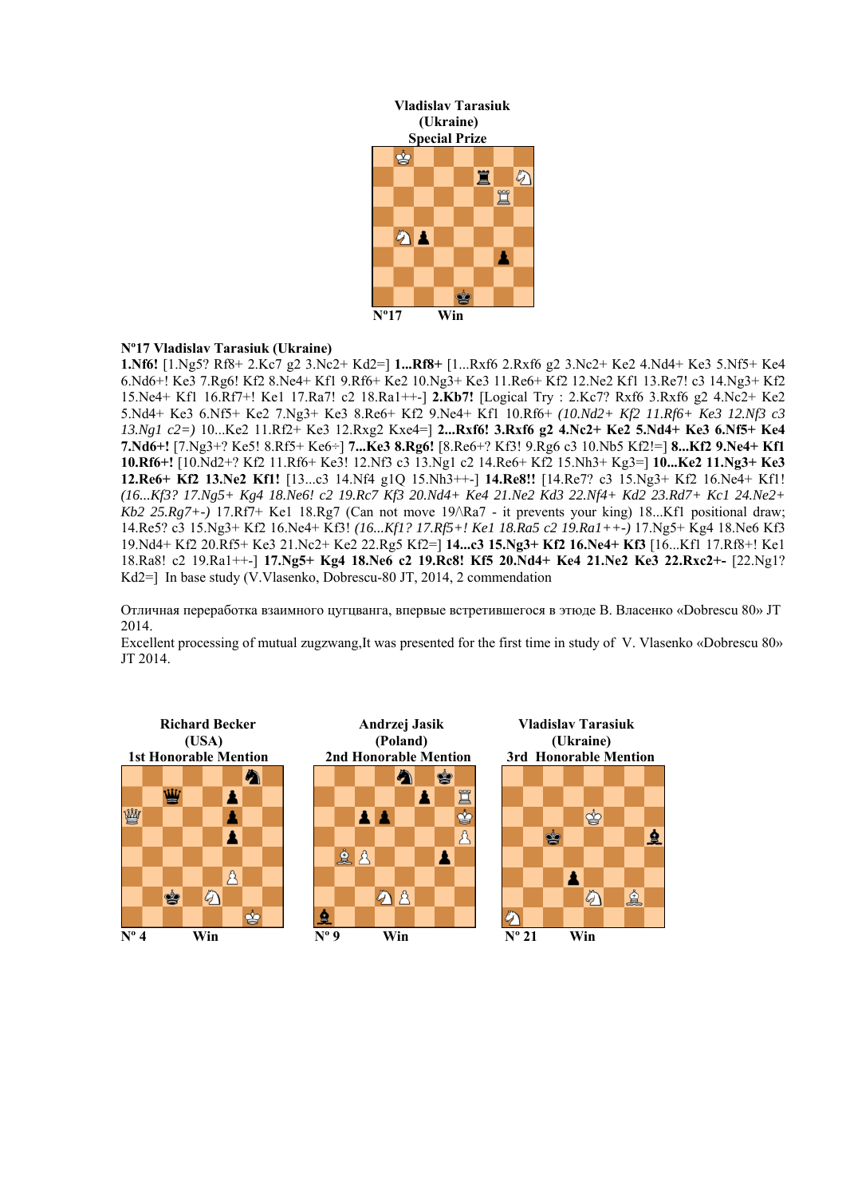**Vladislav Tarasiuk**
**(Ukraine)**
**Special Prize**

**Nº17 Win**

**Nº17 Vladislav Tarasiuk (Ukraine)**

**1.Nf6!** [1.Ng5? Rf8+ 2.Kc7 g2 3.Nc2+ Kd2=] **1...Rf8+** [1...Rxf6 2.Rxf6 g2 3.Nc2+ Ke2 4.Nd4+ Ke3 5.Nf5+ Ke4 6.Nd6+! Ke3 7.Rg6! Kf2 8.Ne4+ Kf1 9.Rf6+ Ke2 10.Ng3+ Ke3 11.Re6+ Kf2 12.Ne2 Kf1 13.Re7! c3 14.Ng3+ Kf2 15.Ne4+ Kf1 16.Rf7+! Ke1 17.Ra7! c2 18.Ra1++-] **2.Kb7!** [Logical Try : 2.Kc7? Rxf6 3.Rxf6 g2 4.Nc2+ Ke2 5.Nd4+ Ke3 6.Nf5+ Ke2 7.Ng3+ Ke3 8.Re6+ Kf2 9.Ne4+ Kf1 10.Rf6+ *(10.Nd2+ Kf2 11.Rf6+ Ke3 12.Nf3 c3 13.Ng1 c2=)* 10...Ke2 11.Rf2+ Ke3 12.Rxg2 Kxe4=] **2...Rxf6! 3.Rxf6 g2 4.Nc2+ Ke2 5.Nd4+ Ke3 6.Nf5+ Ke4 7.Nd6+!** [7.Ng3+? Ke5! 8.Rf5+ Ke6÷] **7...Ke3 8.Rg6!** [8.Re6+? Kf3! 9.Rg6 c3 10.Nb5 Kf2!=] **8...Kf2 9.Ne4+ Kf1 10.Rf6+!** [10.Nd2+? Kf2 11.Rf6+ Ke3! 12.Nf3 c3 13.Ng1 c2 14.Re6+ Kf2 15.Nh3+ Kg3=] **10...Ke2 11.Ng3+ Ke3 12.Re6+ Kf2 13.Ne2 Kf1!** [13...c3 14.Nf4 g1Q 15.Nh3++-] **14.Re8!!** [14.Re7? c3 15.Ng3+ Kf2 16.Ne4+ Kf1! *(16...Kf3? 17.Ng5+ Kg4 18.Ne6! c2 19.Rc7 Kf3 20.Nd4+ Ke4 21.Ne2 Kd3 22.Nf4+ Kd2 23.Rd7+ Kc1 24.Ne2+ Kb2 25.Rg7+-)* 17.Rf7+ Ke1 18.Rg7 (Can not move 19/\Ra7 - it prevents your king) 18...Kf1 positional draw; 14.Re5? c3 15.Ng3+ Kf2 16.Ne4+ Kf3! *(16...Kf1? 17.Rf5+! Ke1 18.Ra5 c2 19.Ra1++-)* 17.Ng5+ Kg4 18.Ne6 Kf3 19.Nd4+ Kf2 20.Rf5+ Ke3 21.Nc2+ Ke2 22.Rg5 Kf2=] **14...c3 15.Ng3+ Kf2 16.Ne4+ Kf3** [16...Kf1 17.Rf8+! Ke1 18.Ra8! c2 19.Ra1++-] **17.Ng5+ Kg4 18.Ne6 c2 19.Rc8! Kf5 20.Nd4+ Ke4 21.Ne2 Ke3 22.Rxc2+-** [22.Ng1? Kd2=] In base study (V.Vlasenko, Dobrescu-80 JT, 2014, 2 commendation

Отличная переработка взаимного цугцванга, впервые встретившегося в этюде В. Власенко «Dobrescu 80» JT 2014.

Excellent processing of mutual zugzwang,It was presented for the first time in study of V. Vlasenko «Dobrescu 80» JT 2014.

**Richard Becker**
**(USA)**
**1st Honorable Mention**

**Nº 4 Win**

**Andrzej Jasik**
**(Poland)**
**2nd Honorable Mention**

**Nº 9 Win**

**Vladislav Tarasiuk**
**(Ukraine)**
**3rd Honorable Mention**

**Nº 21 Win**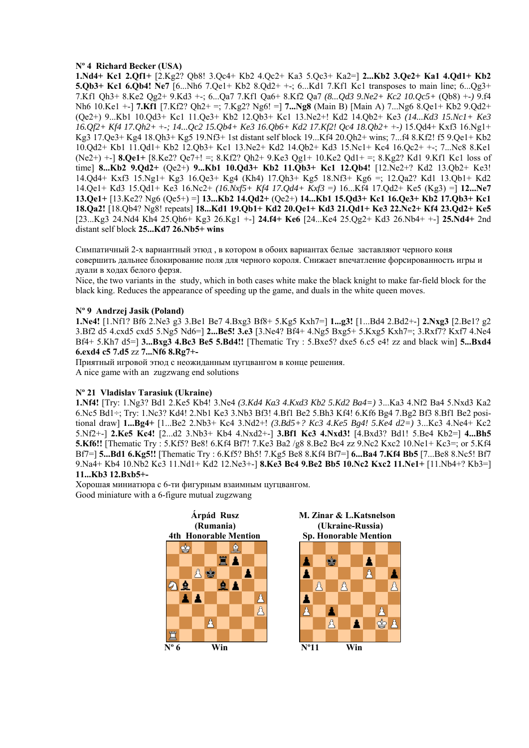**Nº 4 Richard Becker (USA)**

**1.Nd4+ Kc1 2.Qf1+** [2.Kg2? Qb8! 3.Qc4+ Kb2 4.Qc2+ Ka3 5.Qc3+ Ka2=] **2...Kb2 3.Qe2+ Ka1 4.Qd1+ Kb2 5.Qb3+ Kc1 6.Qb4! Ne7** [6...Nh6 7.Qe1+ Kb2 8.Qd2+ +-; 6...Kd1 7.Kf1 Kc1 transposes to main line; 6...Qg3+ 7.Kf1 Qh3+ 8.Ke2 Qg2+ 9.Kd3 +-; 6...Qa7 7.Kf1 Qa6+ 8.Kf2 Qa7 *(8...Qd3 9.Ne2+ Kc2 10.Qc5+* (Qb8) +-) 9.f4 Nh6 10.Ke1 +-] **7.Kf1** [7.Kf2? Qh2+ =; 7.Kg2? Ng6! =] **7...Ng8** (Main B) [Main A) 7...Ng6 8.Qe1+ Kb2 9.Qd2+ (Qe2+) 9...Kb1 10.Qd3+ Kc1 11.Qe3+ Kb2 12.Qb3+ Kc1 13.Ne2+! Kd2 14.Qb2+ Ke3 *(14...Kd3 15.Nc1+ Ke3 16.Qf2+ Kf4 17.Qh2+ +-; 14...Qc2 15.Qb4+ Ke3 16.Qb6+ Kd2 17.Kf2! Qc4 18.Qb2+ +-)* 15.Qd4+ Kxf3 16.Ng1+ Kg3 17.Qe3+ Kg4 18.Qh3+ Kg5 19.Nf3+ 1st distant self block 19...Kf4 20.Qh2+ wins; 7...f4 8.Kf2! f5 9.Qe1+ Kb2 10.Qd2+ Kb1 11.Qd1+ Kb2 12.Qb3+ Kc1 13.Ne2+ Kd2 14.Qb2+ Kd3 15.Nc1+ Kc4 16.Qc2+ +-; 7...Nc8 8.Ke1 (Ne2+) +-] **8.Qe1+** [8.Ke2? Qe7+! =; 8.Kf2? Qh2+ 9.Ke3 Qg1+ 10.Ke2 Qd1+ =; 8.Kg2? Kd1 9.Kf1 Kc1 loss of time] **8...Kb2 9.Qd2+** (Qe2+) **9...Kb1 10.Qd3+ Kb2 11.Qb3+ Kc1 12.Qb4!** [12.Ne2+? Kd2 13.Qb2+ Ke3! 14.Qd4+ Kxf3 15.Ng1+ Kg3 16.Qe3+ Kg4 (Kh4) 17.Qh3+ Kg5 18.Nf3+ Kg6 =; 12.Qa2? Kd1 13.Qb1+ Kd2 14.Qe1+ Kd3 15.Qd1+ Ke3 16.Nc2+ *(16.Nxf5+ Kf4 17.Qd4+ Kxf3 =)* 16...Kf4 17.Qd2+ Ke5 (Kg3) =] **12...Ne7 13.Qe1+** [13.Ke2? Ng6 (Qe5+) =] **13...Kb2 14.Qd2+** (Qe2+) **14...Kb1 15.Qd3+ Kc1 16.Qe3+ Kb2 17.Qb3+ Kc1 18.Qa2!** [18.Qb4? Ng8! repeats] **18...Kd1 19.Qb1+ Kd2 20.Qe1+ Kd3 21.Qd1+ Ke3 22.Nc2+ Kf4 23.Qd2+ Ke5** [23...Kg3 24.Nd4 Kh4 25.Qh6+ Kg3 26.Kg1 +-] **24.f4+ Ke6** [24...Ke4 25.Qg2+ Kd3 26.Nb4+ +-] **25.Nd4+** 2nd distant self block **25...Kd7 26.Nb5+ wins**

Симпатичный 2-х вариантный этюд , в котором в обоих вариантах белые заставляют черного коня совершить дальнее блокирование поля для черного короля. Снижает впечатление форсированность игры и дуали в ходах белого ферзя.

Nice, the two variants in the study, which in both cases white make the black knight to make far-field block for the black king. Reduces the appearance of speeding up the game, and duals in the white queen moves.

**Nº 9 Andrzej Jasik (Poland)**

**1.Ne4!** [1.Nf1? Bf6 2.Ne3 g3 3.Be1 Be7 4.Bxg3 Bf8+ 5.Kg5 Kxh7=] **1...g3!** [1...Bd4 2.Bd2+-] **2.Nxg3** [2.Be1? g2 3.Bf2 d5 4.cxd5 cxd5 5.Ng5 Nd6=] **2...Be5! 3.e3** [3.Ne4? Bf4+ 4.Ng5 Bxg5+ 5.Kxg5 Kxh7=; 3.Rxf7? Kxf7 4.Ne4 Bf4+ 5.Kh7 d5=] **3...Bxg3 4.Bc3 Be5 5.Bd4!!** [Thematic Try : 5.Bxe5? dxe5 6.c5 e4! zz and black win] **5...Bxd4 6.exd4 c5 7.d5** zz **7...Nf6 8.Rg7+-**

Приятный игровой этюд с неожиданным цугцвангом в конце решения.

A nice game with an zugzwang end solutions

**Nº 21 Vladislav Tarasiuk (Ukraine)**

**1.Nf4!** [Try: 1.Ng3? Bd1 2.Ke5 Kb4! 3.Ne4 *(3.Kd4 Ka3 4.Kxd3 Kb2 5.Kd2 Ba4=)* 3...Ka3 4.Nf2 Ba4 5.Nxd3 Ka2 6.Nc5 Bd1÷; Try: 1.Nc3? Kd4! 2.Nb1 Ke3 3.Nb3 Bf3! 4.Bf1 Be2 5.Bh3 Kf4! 6.Kf6 Bg4 7.Bg2 Bf3 8.Bf1 Be2 positional draw] **1...Bg4+** [1...Be2 2.Nb3+ Kc4 3.Nd2+! *(3.Bd5+? Kc3 4.Ke5 Bg4! 5.Ke4 d2=)* 3...Kc3 4.Ne4+ Kc2 5.Nf2+-] **2.Ke5 Kc4!** [2...d2 3.Nb3+ Kb4 4.Nxd2+-] **3.Bf1 Kc3 4.Nxd3!** [4.Bxd3? Bd1! 5.Be4 Kb2=] **4...Bh5 5.Kf6!!** [Thematic Try : 5.Kf5? Be8! 6.Kf4 Bf7! 7.Ke3 Ba2 /g8 8.Be2 Bc4 zz 9.Nc2 Kxc2 10.Ne1+ Kc3=; or 5.Kf4 Bf7=] **5...Bd1 6.Kg5!!** [Thematic Try : 6.Kf5? Bh5! 7.Kg5 Be8 8.Kf4 Bf7=] **6...Ba4 7.Kf4 Bb5** [7...Be8 8.Nc5! Bf7 9.Na4+ Kb4 10.Nb2 Kc3 11.Nd1+ Kd2 12.Ne3+-] **8.Ke3 Bc4 9.Be2 Bb5 10.Nc2 Kxc2 11.Ne1+** [11.Nb4+? Kb3=] **11...Kb3 12.Bxb5+-**

Хорошая миниатюра с 6-ти фигурным взаимным цугцвангом.

Good miniature with a 6-figure mutual zugzwang

**Árpád Rusz**
**(Rumania)**
**4th Honorable Mention**

Nº 6 Win

**M. Zinar & L.Katsnelson**
**(Ukraine-Russia)**
**Sp. Honorable Mention**

Nº11 Win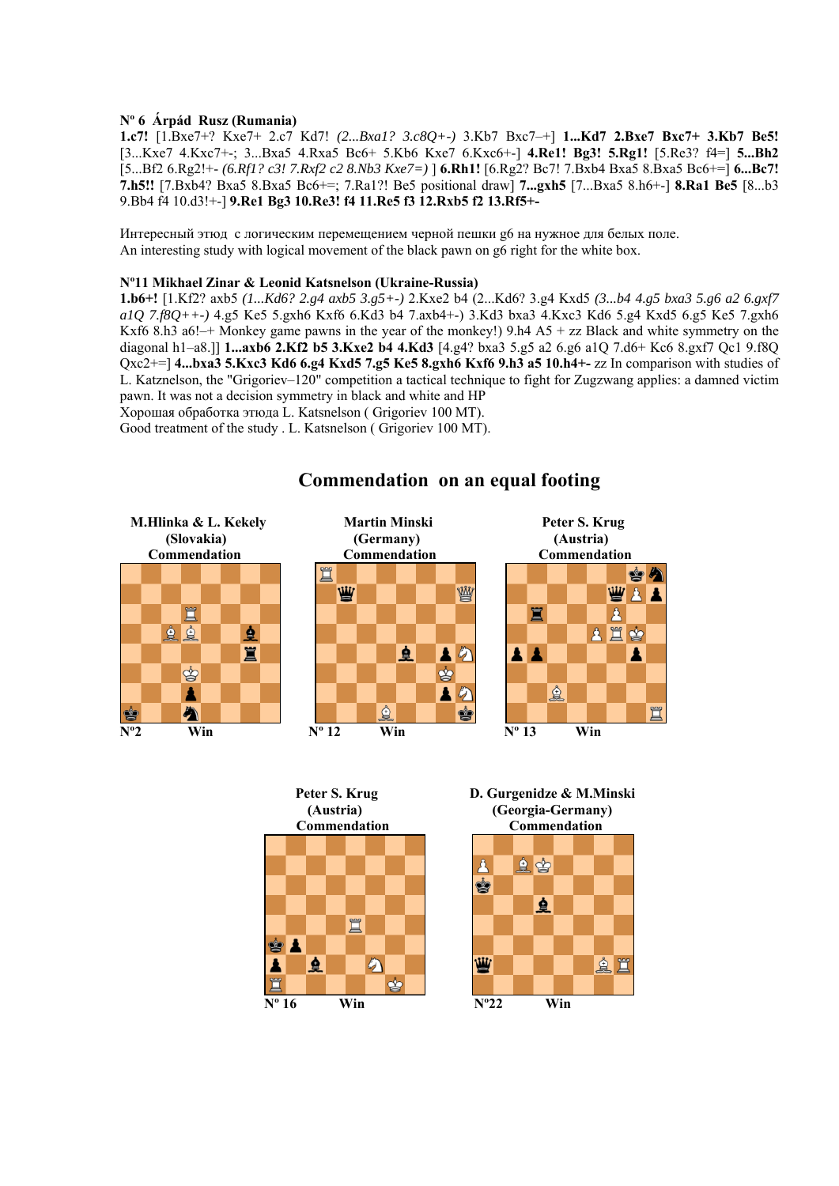**Nº 6 Árpád Rusz (Rumania)**

**1.c7!** [1.Bxe7+? Kxe7+ 2.c7 Kd7! *(2...Bxa1? 3.c8Q+-)* 3.Kb7 Bxc7–+] **1...Kd7 2.Bxe7 Bxc7+ 3.Kb7 Be5!** [3...Kxe7 4.Kxc7+-; 3...Bxa5 4.Rxa5 Bc6+ 5.Kb6 Kxe7 6.Kxc6+-] **4.Re1! Bg3! 5.Rg1!** [5.Re3? f4=] **5...Bh2** [5...Bf2 6.Rg2!+- *(6.Rf1? c3! 7.Rxf2 c2 8.Nb3 Kxe7=)* ] **6.Rh1!** [6.Rg2? Bc7! 7.Bxb4 Bxa5 8.Bxa5 Bc6+=] **6...Bc7! 7.h5!!** [7.Bxb4? Bxa5 8.Bxa5 Bc6+=; 7.Ra1?! Be5 positional draw] **7...gxh5** [7...Bxa5 8.h6+-] **8.Ra1 Be5** [8...b3 9.Bb4 f4 10.d3!+-] **9.Re1 Bg3 10.Re3! f4 11.Re5 f3 12.Rxb5 f2 13.Rf5+-**

Интересный этюд с логическим перемещением черной пешки g6 на нужное для белых поле.
An interesting study with logical movement of the black pawn on g6 right for the white box.

**Nº11 Mikhael Zinar & Leonid Katsnelson (Ukraine-Russia)**

**1.b6+!** [1.Kf2? axb5 *(1...Kd6? 2.g4 axb5 3.g5+-)* 2.Kxe2 b4 (2...Kd6? 3.g4 Kxd5 *(3...b4 4.g5 bxa3 5.g6 a2 6.gxf7 a1Q 7.f8Q++-)* 4.g5 Ke5 5.gxh6 Kxf6 6.Kd3 b4 7.axb4+-) 3.Kd3 bxa3 4.Kxc3 Kd6 5.g4 Kxd5 6.g5 Ke5 7.gxh6 Kxf6 8.h3 a6!–+ Monkey game pawns in the year of the monkey!) 9.h4 A5 + zz Black and white symmetry on the diagonal h1–a8.]] **1...axb6 2.Kf2 b5 3.Kxe2 b4 4.Kd3** [4.g4? bxa3 5.g5 a2 6.g6 a1Q 7.d6+ Kc6 8.gxf7 Qc1 9.f8Q Qxc2+=] **4...bxa3 5.Kxc3 Kd6 6.g4 Kxd5 7.g5 Ke5 8.gxh6 Kxf6 9.h3 a5 10.h4+-** zz In comparison with studies of L. Katznelson, the "Grigoriev–120" competition a tactical technique to fight for Zugzwang applies: a damned victim pawn. It was not a decision symmetry in black and white and HP

Хорошая обработка этюда L. Katsnelson ( Grigoriev 100 MT).
Good treatment of the study . L. Katsnelson ( Grigoriev 100 MT).

## Commendation on an equal footing

**M.Hlinka & L. Kekely (Slovakia) Commendation**

Nº2 Win

**Martin Minski (Germany) Commendation**

Nº 12 Win

**Peter S. Krug (Austria) Commendation**

Nº 13 Win

**Peter S. Krug (Austria) Commendation**

Nº 16 Win

**D. Gurgenidze & M.Minski (Georgia-Germany) Commendation**

Nº22 Win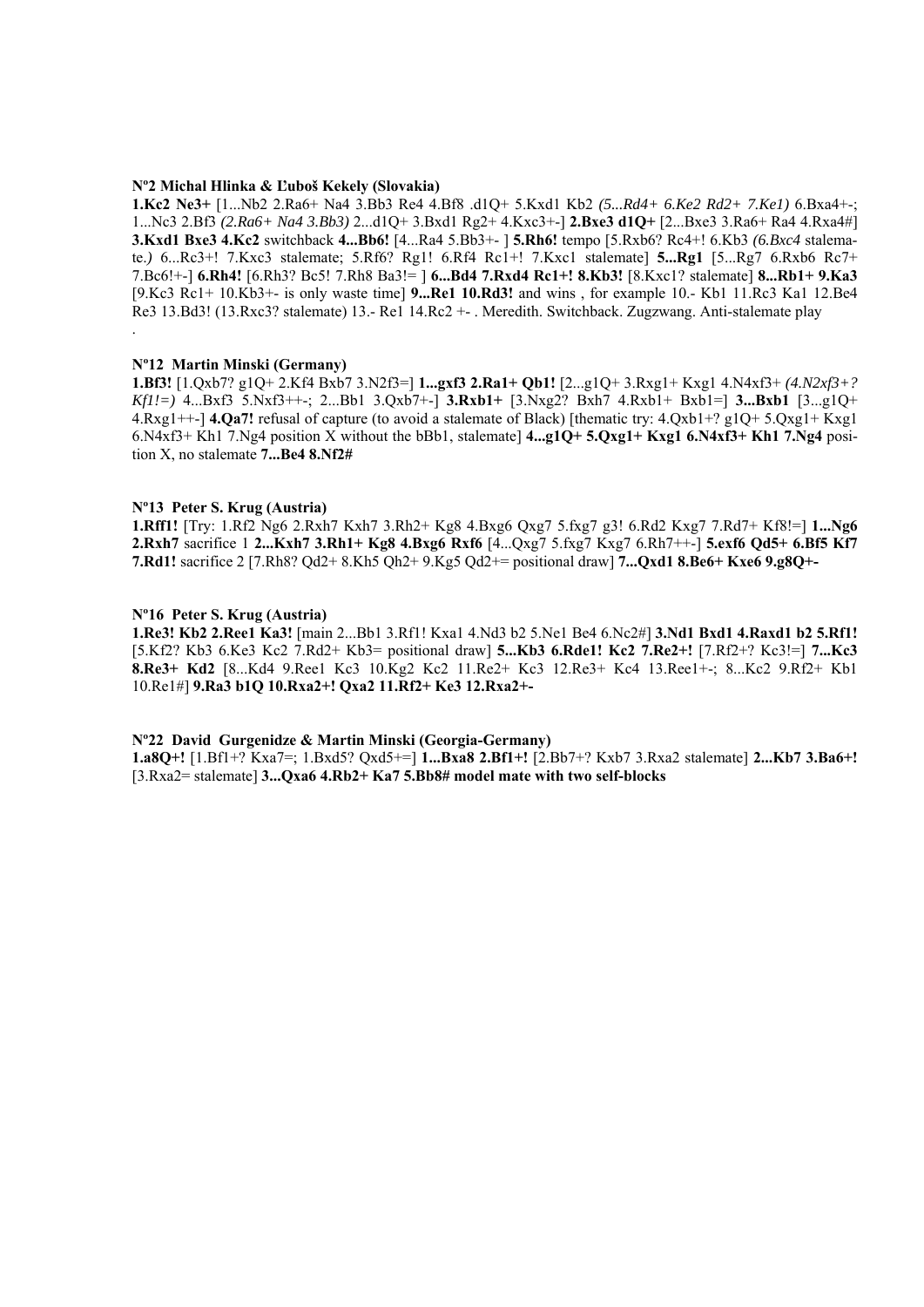**Nº2 Michal Hlinka & Ľuboš Kekely (Slovakia)**

**1.Kc2 Ne3+** [1...Nb2 2.Ra6+ Na4 3.Bb3 Re4 4.Bf8 .d1Q+ 5.Kxd1 Kb2 *(5...Rd4+ 6.Ke2 Rd2+ 7.Ke1)* 6.Bxa4+-; 1...Nc3 2.Bf3 *(2.Ra6+ Na4 3.Bb3)* 2...d1Q+ 3.Bxd1 Rg2+ 4.Kxc3+-] **2.Bxe3 d1Q+** [2...Bxe3 3.Ra6+ Ra4 4.Rxa4#] **3.Kxd1 Bxe3 4.Kc2** switchback **4...Bb6!** [4...Ra4 5.Bb3+- ] **5.Rh6!** tempo [5.Rxb6? Rc4+! 6.Kb3 *(6.Bxc4 stalemate.)* 6...Rc3+! 7.Kxc3 stalemate; 5.Rf6? Rg1! 6.Rf4 Rc1+! 7.Kxc1 stalemate] **5...Rg1** [5...Rg7 6.Rxb6 Rc7+ 7.Bc6!+-] **6.Rh4!** [6.Rh3? Bc5! 7.Rh8 Ba3!= ] **6...Bd4 7.Rxd4 Rc1+! 8.Kb3!** [8.Kxc1? stalemate] **8...Rb1+ 9.Ka3** [9.Kc3 Rc1+ 10.Kb3+- is only waste time] **9...Re1 10.Rd3!** and wins , for example 10.- Kb1 11.Rc3 Ka1 12.Be4 Re3 13.Bd3! (13.Rxc3? stalemate) 13.- Re1 14.Rc2 +- . Meredith. Switchback. Zugzwang. Anti-stalemate play

.

**Nº12 Martin Minski (Germany)**

**1.Bf3!** [1.Qxb7? g1Q+ 2.Kf4 Bxb7 3.N2f3=] **1...gxf3 2.Ra1+ Qb1!** [2...g1Q+ 3.Rxg1+ Kxg1 4.N4xf3+ *(4.N2xf3+? Kf1!=)* 4...Bxf3 5.Nxf3++-; 2...Bb1 3.Qxb7+-] **3.Rxb1+** [3.Nxg2? Bxh7 4.Rxb1+ Bxb1=] **3...Bxb1** [3...g1Q+ 4.Rxg1++-] **4.Qa7!** refusal of capture (to avoid a stalemate of Black) [thematic try: 4.Qxb1+? g1Q+ 5.Qxg1+ Kxg1 6.N4xf3+ Kh1 7.Ng4 position X without the bBb1, stalemate] **4...g1Q+ 5.Qxg1+ Kxg1 6.N4xf3+ Kh1 7.Ng4** position X, no stalemate **7...Be4 8.Nf2#**

**Nº13 Peter S. Krug (Austria)**

**1.Rff1!** [Try: 1.Rf2 Ng6 2.Rxh7 Kxh7 3.Rh2+ Kg8 4.Bxg6 Qxg7 5.fxg7 g3! 6.Rd2 Kxg7 7.Rd7+ Kf8!=] **1...Ng6 2.Rxh7** sacrifice 1 **2...Kxh7 3.Rh1+ Kg8 4.Bxg6 Rxf6** [4...Qxg7 5.fxg7 Kxg7 6.Rh7++-] **5.exf6 Qd5+ 6.Bf5 Kf7 7.Rd1!** sacrifice 2 [7.Rh8? Qd2+ 8.Kh5 Qh2+ 9.Kg5 Qd2+= positional draw] **7...Qxd1 8.Be6+ Kxe6 9.g8Q+-**

**Nº16 Peter S. Krug (Austria)**

**1.Re3! Kb2 2.Ree1 Ka3!** [main 2...Bb1 3.Rf1! Kxa1 4.Nd3 b2 5.Ne1 Be4 6.Nc2#] **3.Nd1 Bxd1 4.Raxd1 b2 5.Rf1!** [5.Kf2? Kb3 6.Ke3 Kc2 7.Rd2+ Kb3= positional draw] **5...Kb3 6.Rde1! Kc2 7.Re2+!** [7.Rf2+? Kc3!=] **7...Kc3 8.Re3+ Kd2** [8...Kd4 9.Ree1 Kc3 10.Kg2 Kc2 11.Re2+ Kc3 12.Re3+ Kc4 13.Ree1+-; 8...Kc2 9.Rf2+ Kb1 10.Re1#] **9.Ra3 b1Q 10.Rxa2+! Qxa2 11.Rf2+ Ke3 12.Rxa2+-**

**Nº22 David Gurgenidze & Martin Minski (Georgia-Germany)**

**1.a8Q+!** [1.Bf1+? Kxa7=; 1.Bxd5? Qxd5+=] **1...Bxa8 2.Bf1+!** [2.Bb7+? Kxb7 3.Rxa2 stalemate] **2...Kb7 3.Ba6+!** [3.Rxa2= stalemate] **3...Qxa6 4.Rb2+ Ka7 5.Bb8# model mate with two self-blocks**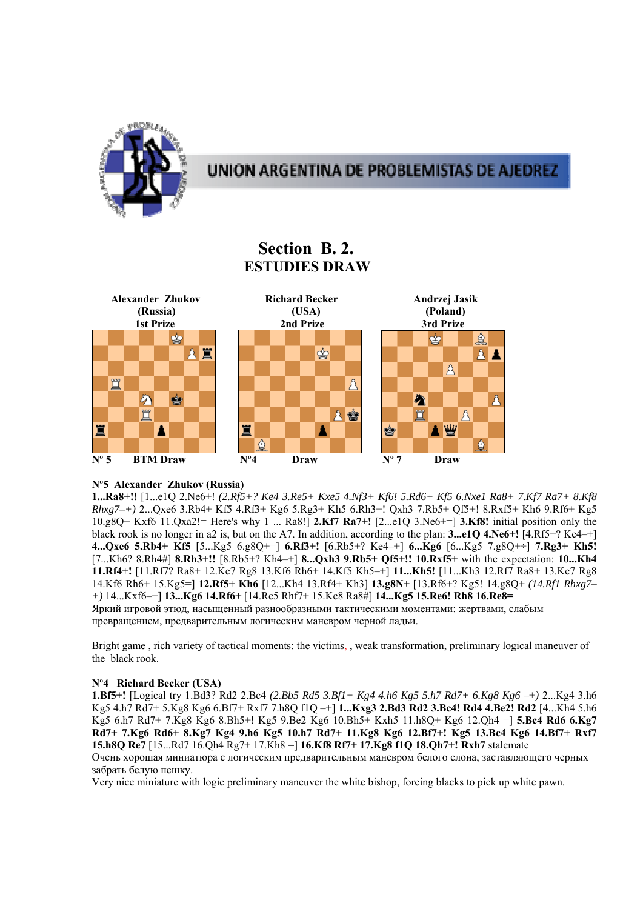UNION ARGENTINA DE PROBLEMISTAS DE AJEDREZ

## Section B. 2.
## ESTUDIES DRAW

| Alexander Zhukov (Russia) 1st Prize | Richard Becker (USA) 2nd Prize | Andrzej Jasik (Poland) 3rd Prize |
|---|---|---|
| Nº 5 BTM Draw | Nº4 Draw | Nº 7 Draw |

**Nº5 Alexander Zhukov (Russia)**

**1...Ra8+!!** [1...e1Q 2.Ne6+! *(2.Rf5+? Ke4 3.Re5+ Kxe5 4.Nf3+ Kf6! 5.Rd6+ Kf5 6.Nxe1 Ra8+ 7.Kf7 Ra7+ 8.Kf8 Rhxg7–+)* 2...Qxe6 3.Rb4+ Kf5 4.Rf3+ Kg6 5.Rg3+ Kh5 6.Rh3+! Qxh3 7.Rb5+ Qf5+! 8.Rxf5+ Kh6 9.Rf6+ Kg5 10.g8Q+ Kxf6 11.Qxa2!= Here's why 1 ... Ra8!] **2.Kf7 Ra7+!** [2...e1Q 3.Ne6+=] **3.Kf8!** initial position only the black rook is no longer in a2 is, but on the A7. In addition, according to the plan: **3...e1Q 4.Ne6+!** [4.Rf5+? Ke4–+] **4...Qxe6 5.Rb4+ Kf5** [5...Kg5 6.g8Q+=] **6.Rf3+!** [6.Rb5+? Ke4–+] **6...Kg6** [6...Kg5 7.g8Q+÷] **7.Rg3+ Kh5!** [7...Kh6? 8.Rh4#] **8.Rh3+!!** [8.Rb5+? Kh4–+] **8...Qxh3 9.Rb5+ Qf5+!! 10.Rxf5+** with the expectation: **10...Kh4 11.Rf4+!** [11.Rf7? Ra8+ 12.Ke7 Rg8 13.Kf6 Rh6+ 14.Kf5 Kh5–+] **11...Kh5!** [11...Kh3 12.Rf7 Ra8+ 13.Ke7 Rg8 14.Kf6 Rh6+ 15.Kg5=] **12.Rf5+ Kh6** [12...Kh4 13.Rf4+ Kh3] **13.g8N+** [13.Rf6+? Kg5! 14.g8Q+ *(14.Rf1 Rhxg7–+)* 14...Kxf6–+] **13...Kg6 14.Rf6+** [14.Re5 Rhf7+ 15.Ke8 Ra8#] **14...Kg5 15.Re6! Rh8 16.Re8=**

Яркий игровой этюд, насыщенный разнообразными тактическими моментами: жертвами, слабым превращением, предварительным логическим маневром черной ладьи.

Bright game , rich variety of tactical moments: the victims, , weak transformation, preliminary logical maneuver of the black rook.

**Nº4 Richard Becker (USA)**

**1.Bf5+!** [Logical try 1.Bd3? Rd2 2.Bc4 *(2.Bb5 Rd5 3.Bf1+ Kg4 4.h6 Kg5 5.h7 Rd7+ 6.Kg8 Kg6 –+)* 2...Kg4 3.h6 Kg5 4.h7 Rd7+ 5.Kg8 Kg6 6.Bf7+ Rxf7 7.h8Q f1Q –+] **1...Kxg3 2.Bd3 Rd2 3.Bc4! Rd4 4.Be2! Rd2** [4...Kh4 5.h6 Kg5 6.h7 Rd7+ 7.Kg8 Kg6 8.Bh5+! Kg5 9.Be2 Kg6 10.Bh5+ Kxh5 11.h8Q+ Kg6 12.Qh4 =] **5.Bc4 Rd6 6.Kg7 Rd7+ 7.Kg6 Rd6+ 8.Kg7 Kg4 9.h6 Kg5 10.h7 Rd7+ 11.Kg8 Kg6 12.Bf7+! Kg5 13.Bc4 Kg6 14.Bf7+ Rxf7 15.h8Q Re7** [15...Rd7 16.Qh4 Rg7+ 17.Kh8 =] **16.Kf8 Rf7+ 17.Kg8 f1Q 18.Qh7+! Rxh7** stalemate

Очень хорошая миниатюра с логическим предварительным маневром белого слона, заставляющего черных забрать белую пешку.

Very nice miniature with logic preliminary maneuver the white bishop, forcing blacks to pick up white pawn.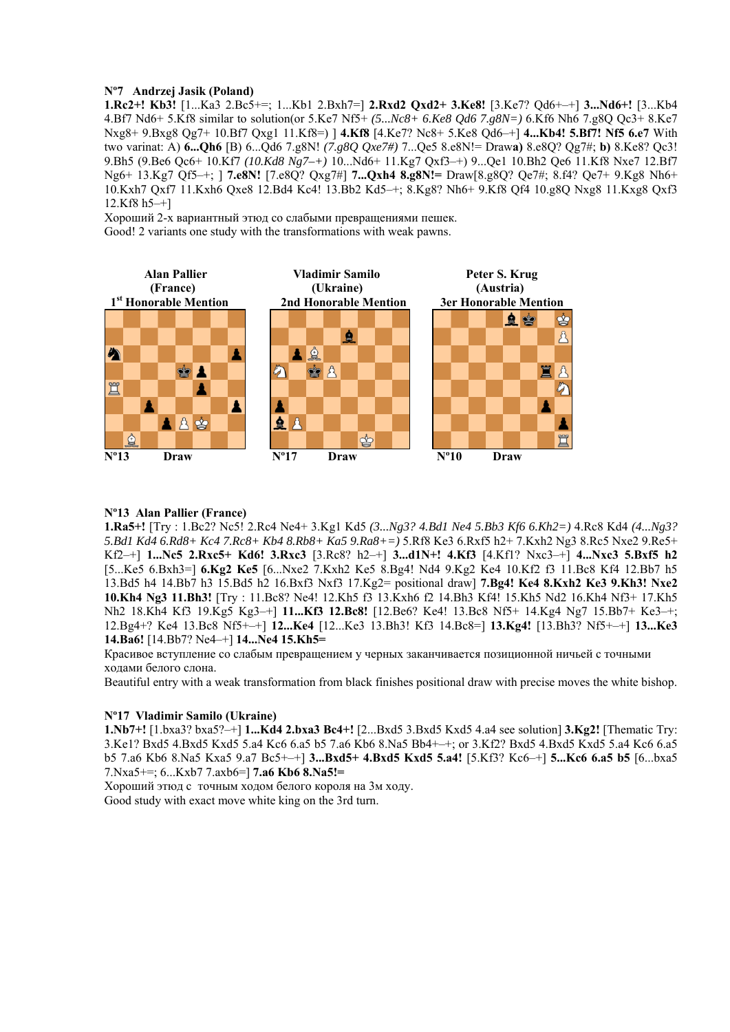**Nº7 Andrzej Jasik (Poland)**

**1.Rc2+! Kb3!** [1...Ka3 2.Bc5+=; 1...Kb1 2.Bxh7=] **2.Rxd2 Qxd2+ 3.Ke8!** [3.Ke7? Qd6+–+] **3...Nd6+!** [3...Kb4 4.Bf7 Nd6+ 5.Kf8 similar to solution(or 5.Ke7 Nf5+ *(5...Nc8+ 6.Ke8 Qd6 7.g8N=)* 6.Kf6 Nh6 7.g8Q Qc3+ 8.Ke7 Nxg8+ 9.Bxg8 Qg7+ 10.Bf7 Qxg1 11.Kf8=) ] **4.Kf8** [4.Ke7? Nc8+ 5.Ke8 Qd6–+] **4...Kb4! 5.Bf7! Nf5 6.e7** With two variant: A) **6...Qh6** [B) 6...Qd6 7.g8N! *(7.g8Q Qxe7#)* 7...Qe5 8.e8N!= Draw**a)** 8.e8Q? Qg7#; **b)** 8.Ke8? Qc3! 9.Bh5 (9.Be6 Qc6+ 10.Kf7 *(10.Kd8 Ng7–+)* 10...Nd6+ 11.Kg7 Qxf3–+) 9...Qe1 10.Bh2 Qe6 11.Kf8 Nxe7 12.Bf7 Ng6+ 13.Kg7 Qf5–+; ] **7.e8N!** [7.e8Q? Qxg7#] **7...Qxh4 8.g8N!=** Draw[8.g8Q? Qe7#; 8.f4? Qe7+ 9.Kg8 Nh6+ 10.Kxh7 Qxf7 11.Kxh6 Qxe8 12.Bd4 Kc4! 13.Bb2 Kd5–+; 8.Kg8? Nh6+ 9.Kf8 Qf4 10.g8Q Nxg8 11.Kxg8 Qxf3 12.Kf8 h5–+]

Хороший 2-х вариантный этюд со слабыми превращениями пешек.

Good! 2 variants one study with the transformations with weak pawns.

**Alan Pallier (France)**
**1st Honorable Mention**

Nº13 Draw

**Vladimir Samilo (Ukraine)**
**2nd Honorable Mention**

Nº17 Draw

**Peter S. Krug (Austria)**
**3er Honorable Mention**

Nº10 Draw

**Nº13 Alan Pallier (France)**

**1.Ra5+!** [Try : 1.Bc2? Nc5! 2.Rc4 Ne4+ 3.Kg1 Kd5 *(3...Ng3? 4.Bd1 Ne4 5.Bb3 Kf6 6.Kh2=)* 4.Rc8 Kd4 *(4...Ng3? 5.Bd1 Kd4 6.Rd8+ Kc4 7.Rc8+ Kb4 8.Rb8+ Ka5 9.Ra8+=)* 5.Rf8 Ke3 6.Rxf5 h2+ 7.Kxh2 Ng3 8.Rc5 Nxe2 9.Re5+ Kf2–+] **1...Nc5 2.Rxc5+ Kd6! 3.Rxc3** [3.Rc8? h2–+] **3...d1N+! 4.Kf3** [4.Kf1? Nxc3–+] **4...Nxc3 5.Bxf5 h2** [5...Ke5 6.Bxh3=] **6.Kg2 Ke5** [6...Nxe2 7.Kxh2 Ke5 8.Bg4! Nd4 9.Kg2 Ke4 10.Kf2 f3 11.Bc8 Kf4 12.Bb7 h5 13.Bd5 h4 14.Bb7 h3 15.Bd5 h2 16.Bxf3 Nxf3 17.Kg2= positional draw] **7.Bg4! Ke4 8.Kxh2 Ke3 9.Kh3! Nxe2 10.Kh4 Ng3 11.Bh3!** [Try : 11.Bc8? Ne4! 12.Kh5 f3 13.Kxh6 f2 14.Bh3 Kf4! 15.Kh5 Nd2 16.Kh4 Nf3+ 17.Kh5 Nh2 18.Kh4 Kf3 19.Kg5 Kg3–+] **11...Kf3 12.Bc8!** [12.Be6? Ke4! 13.Bc8 Nf5+ 14.Kg4 Ng7 15.Bb7+ Ke3–+; 12.Bg4+? Ke4 13.Bc8 Nf5+–+] **12...Ke4** [12...Ke3 13.Bh3! Kf3 14.Bc8=] **13.Kg4!** [13.Bh3? Nf5+–+] **13...Ke3 14.Ba6!** [14.Bb7? Ne4–+] **14...Ne4 15.Kh5=**

Красивое вступление со слабым превращением у черных заканчивается позиционной ничьей с точными ходами белого слона.

Beautiful entry with a weak transformation from black finishes positional draw with precise moves the white bishop.

**Nº17 Vladimir Samilo (Ukraine)**

**1.Nb7+!** [1.bxa3? bxa5?–+] **1...Kd4 2.bxa3 Bc4+!** [2...Bxd5 3.Bxd5 Kxd5 4.a4 see solution] **3.Kg2!** [Thematic Try: 3.Ke1? Bxd5 4.Bxd5 Kxd5 5.a4 Kc6 6.a5 b5 7.a6 Kb6 8.Na5 Bb4+–+; or 3.Kf2? Bxd5 4.Bxd5 Kxd5 5.a4 Kc6 6.a5 b5 7.a6 Kb6 8.Na5 Kxa5 9.a7 Bc5+–+] **3...Bxd5+ 4.Bxd5 Kxd5 5.a4!** [5.Kf3? Kc6–+] **5...Kc6 6.a5 b5** [6...bxa5 7.Nxa5+=; 6...Kxb7 7.axb6=] **7.a6 Kb6 8.Na5!=**

Хороший этюд с точным ходом белого короля на 3м ходу.

Good study with exact move white king on the 3rd turn.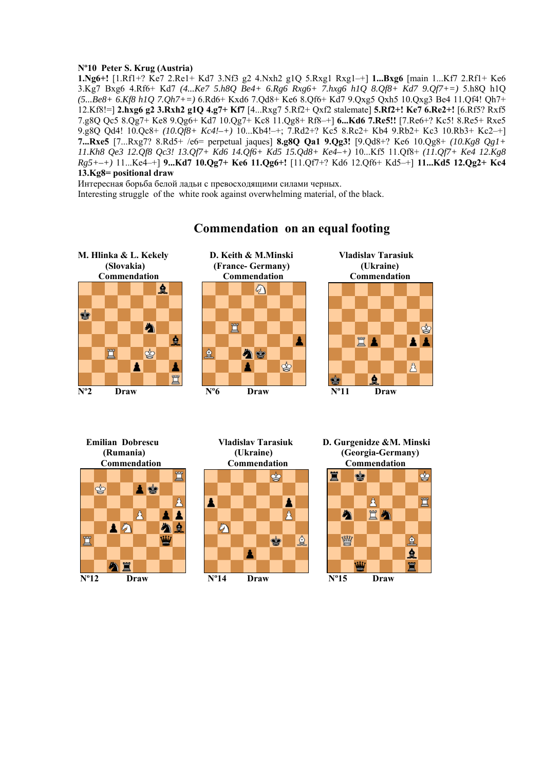**Nº10 Peter S. Krug (Austria)**

**1.Ng6+!** [1.Rf1+? Ke7 2.Re1+ Kd7 3.Nf3 g2 4.Nxh2 g1Q 5.Rxg1 Rxg1–+] **1...Bxg6** [main 1...Kf7 2.Rf1+ Ke6 3.Kg7 Bxg6 4.Rf6+ Kd7 *(4...Ke7 5.h8Q Be4+ 6.Rg6 Rxg6+ 7.hxg6 h1Q 8.Qf8+ Kd7 9.Qf7+=)* 5.h8Q h1Q *(5...Be8+ 6.Kf8 h1Q 7.Qh7+=)* 6.Rd6+ Kxd6 7.Qd8+ Ke6 8.Qf6+ Kd7 9.Qxg5 Qxh5 10.Qxg3 Be4 11.Qf4! Qh7+ 12.Kf8!=] **2.hxg6 g2 3.Rxh2 g1Q 4.g7+ Kf7** [4...Rxg7 5.Rf2+ Qxf2 stalemate] **5.Rf2+! Ke7 6.Re2+!** [6.Rf5? Rxf5 7.g8Q Qc5 8.Qg7+ Ke8 9.Qg6+ Kd7 10.Qg7+ Kc8 11.Qg8+ Rf8–+] **6...Kd6 7.Re5!!** [7.Re6+? Kc5! 8.Re5+ Rxe5 9.g8Q Qd4! 10.Qc8+ *(10.Qf8+ Kc4!–+)* 10...Kb4!–+; 7.Rd2+? Kc5 8.Rc2+ Kb4 9.Rb2+ Kc3 10.Rb3+ Kc2–+] **7...Rxe5** [7...Rxg7? 8.Rd5+ /e6= perpetual jaques] **8.g8Q Qa1 9.Qg3!** [9.Qd8+? Ke6 10.Qg8+ *(10.Kg8 Qg1+ 11.Kh8 Qe3 12.Qf8 Qc3! 13.Qf7+ Kd6 14.Qf6+ Kd5 15.Qd8+ Ke4–+)* 10...Kf5 11.Qf8+ *(11.Qf7+ Ke4 12.Kg8 Rg5+–+)* 11...Ke4–+] **9...Kd7 10.Qg7+ Ke6 11.Qg6+!** [11.Qf7+? Kd6 12.Qf6+ Kd5–+] **11...Kd5 12.Qg2+ Kc4 13.Kg8= positional draw**

Интересная борьба белой ладьи с превосходящими силами черных.

Interesting struggle of the white rook against overwhelming material, of the black.

## Commendation on an equal footing

**M. Hlinka & L. Kekely (Slovakia)**
**Commendation**

Nº2 Draw

**D. Keith & M.Minski (France- Germany)**
**Commendation**

Nº6 Draw

**Vladislav Tarasiuk (Ukraine)**
**Commendation**

Nº11 Draw

**Emilian Dobrescu (Rumania)**
**Commendation**

Nº12 Draw

**Vladislav Tarasiuk (Ukraine)**
**Commendation**

Nº14 Draw

**D. Gurgenidze &M. Minski (Georgia-Germany)**
**Commendation**

Nº15 Draw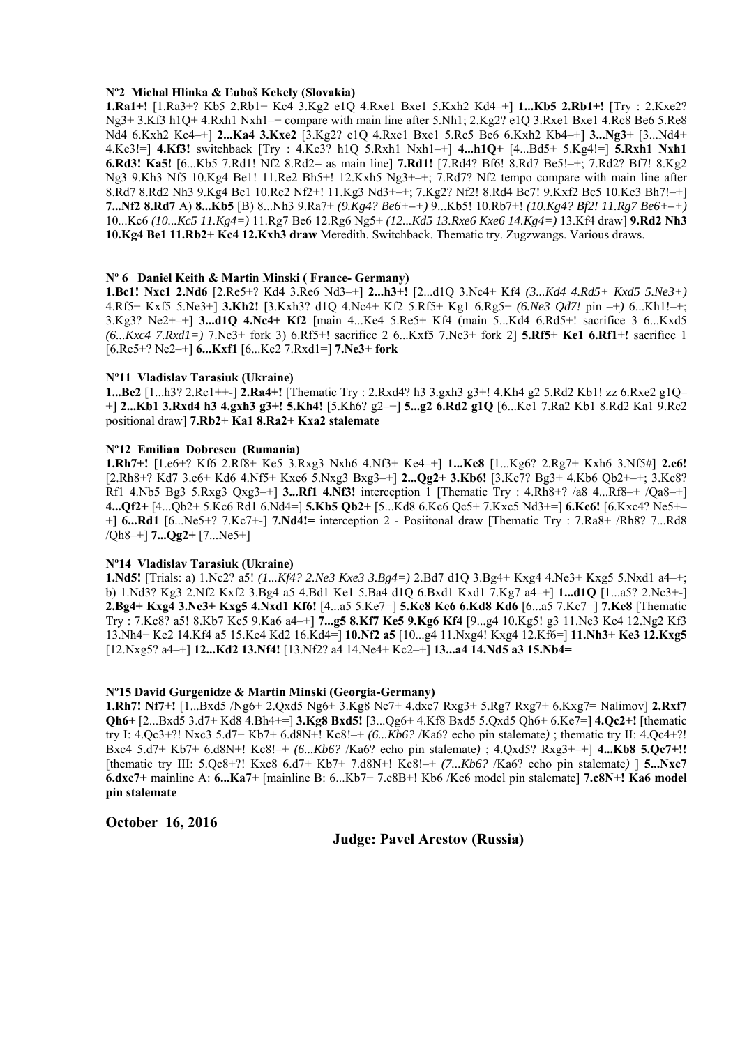**Nº2 Michal Hlinka & Ľuboš Kekely (Slovakia)**

**1.Ra1+!** [1.Ra3+? Kb5 2.Rb1+ Kc4 3.Kg2 e1Q 4.Rxe1 Bxe1 5.Kxh2 Kd4–+] **1...Kb5 2.Rb1+!** [Try : 2.Kxe2? Ng3+ 3.Kf3 h1Q+ 4.Rxh1 Nxh1–+ compare with main line after 5.Nh1; 2.Kg2? e1Q 3.Rxe1 Bxe1 4.Rc8 Be6 5.Re8 Nd4 6.Kxh2 Kc4–+] **2...Ka4 3.Kxe2** [3.Kg2? e1Q 4.Rxe1 Bxe1 5.Rc5 Be6 6.Kxh2 Kb4–+] **3...Ng3+** [3...Nd4+ 4.Ke3!=] **4.Kf3!** switchback [Try : 4.Ke3? h1Q 5.Rxh1 Nxh1–+] **4...h1Q+** [4...Bd5+ 5.Kg4!=] **5.Rxh1 Nxh1 6.Rd3! Ka5!** [6...Kb5 7.Rd1! Nf2 8.Rd2= as main line] **7.Rd1!** [7.Rd4? Bf6! 8.Rd7 Be5!–+; 7.Rd2? Bf7! 8.Kg2 Ng3 9.Kh3 Nf5 10.Kg4 Be1! 11.Re2 Bh5+! 12.Kxh5 Ng3+–+; 7.Rd7? Nf2 tempo compare with main line after 8.Rd7 8.Rd2 Nh3 9.Kg4 Be1 10.Re2 Nf2+! 11.Kg3 Nd3+–+; 7.Kg2? Nf2! 8.Rd4 Be7! 9.Kxf2 Bc5 10.Ke3 Bh7!–+] **7...Nf2 8.Rd7** A) **8...Kb5** [B) 8...Nh3 9.Ra7+ *(9.Kg4? Be6+–+)* 9...Kb5! 10.Rb7+! *(10.Kg4? Bf2! 11.Rg7 Be6+–+)* 10...Kc6 *(10...Kc5 11.Kg4=)* 11.Rg7 Be6 12.Rg6 Ng5+ *(12...Kd5 13.Rxe6 Kxe6 14.Kg4=)* 13.Kf4 draw] **9.Rd2 Nh3 10.Kg4 Be1 11.Rb2+ Kc4 12.Kxh3 draw** Meredith. Switchback. Thematic try. Zugzwangs. Various draws.

**Nº 6 Daniel Keith & Martin Minski ( France- Germany)**

**1.Bc1! Nxc1 2.Nd6** [2.Re5+? Kd4 3.Re6 Nd3–+] **2...h3+!** [2...d1Q 3.Nc4+ Kf4 *(3...Kd4 4.Rd5+ Kxd5 5.Ne3+)* 4.Rf5+ Kxf5 5.Ne3+] **3.Kh2!** [3.Kxh3? d1Q 4.Nc4+ Kf2 5.Rf5+ Kg1 6.Rg5+ *(6.Ne3 Qd7!* pin *–+)* 6...Kh1!–+; 3.Kg3? Ne2+–+] **3...d1Q 4.Nc4+ Kf2** [main 4...Ke4 5.Re5+ Kf4 (main 5...Kd4 6.Rd5+! sacrifice 3 6...Kxd5 *(6...Kxc4 7.Rxd1=)* 7.Ne3+ fork 3) 6.Rf5+! sacrifice 2 6...Kxf5 7.Ne3+ fork 2] **5.Rf5+ Ke1 6.Rf1+!** sacrifice 1 [6.Re5+? Ne2–+] **6...Kxf1** [6...Ke2 7.Rxd1=] **7.Ne3+ fork**

**Nº11 Vladislav Tarasiuk (Ukraine)**

**1...Be2** [1...h3? 2.Rc1++-] **2.Ra4+!** [Thematic Try : 2.Rxd4? h3 3.gxh3 g3+! 4.Kh4 g2 5.Rd2 Kb1! zz 6.Rxe2 g1Q–+] **2...Kb1 3.Rxd4 h3 4.gxh3 g3+! 5.Kh4!** [5.Kh6? g2–+] **5...g2 6.Rd2 g1Q** [6...Kc1 7.Ra2 Kb1 8.Rd2 Ka1 9.Rc2 positional draw] **7.Rb2+ Ka1 8.Ra2+ Kxa2 stalemate**

**Nº12 Emilian Dobrescu (Rumania)**

**1.Rh7+!** [1.e6+? Kf6 2.Rf8+ Ke5 3.Rxg3 Nxh6 4.Nf3+ Ke4–+] **1...Ke8** [1...Kg6? 2.Rg7+ Kxh6 3.Nf5#] **2.e6!** [2.Rh8+? Kd7 3.e6+ Kd6 4.Nf5+ Kxe6 5.Nxg3 Bxg3–+] **2...Qg2+ 3.Kb6!** [3.Kc7? Bg3+ 4.Kb6 Qb2+–+; 3.Kc8? Rf1 4.Nb5 Bg3 5.Rxg3 Qxg3–+] **3...Rf1 4.Nf3!** interception 1 [Thematic Try : 4.Rh8+? /a8 4...Rf8–+ /Qa8–+] **4...Qf2+** [4...Qb2+ 5.Kc6 Rd1 6.Nd4=] **5.Kb5 Qb2+** [5...Kd8 6.Kc6 Qc5+ 7.Kxc5 Nd3+=] **6.Kc6!** [6.Kxc4? Ne5+–+] **6...Rd1** [6...Ne5+? 7.Kc7+-] **7.Nd4!=** interception 2 - Posiitonal draw [Thematic Try : 7.Ra8+ /Rh8? 7...Rd8 /Qh8–+] **7...Qg2+** [7...Ne5+]

**Nº14 Vladislav Tarasiuk (Ukraine)**

**1.Nd5!** [Trials: a) 1.Nc2? a5! *(1...Kf4? 2.Ne3 Kxe3 3.Bg4=)* 2.Bd7 d1Q 3.Bg4+ Kxg4 4.Ne3+ Kxg5 5.Nxd1 a4–+; b) 1.Nd3? Kg3 2.Nf2 Kxf2 3.Bg4 a5 4.Bd1 Ke1 5.Ba4 d1Q 6.Bxd1 Kxd1 7.Kg7 a4–+] **1...d1Q** [1...a5? 2.Nc3+-] **2.Bg4+ Kxg4 3.Ne3+ Kxg5 4.Nxd1 Kf6!** [4...a5 5.Ke7=] **5.Ke8 Ke6 6.Kd8 Kd6** [6...a5 7.Kc7=] **7.Ke8** [Thematic Try : 7.Kc8? a5! 8.Kb7 Kc5 9.Ka6 a4–+] **7...g5 8.Kf7 Ke5 9.Kg6 Kf4** [9...g4 10.Kg5! g3 11.Ne3 Ke4 12.Ng2 Kf3 13.Nh4+ Ke2 14.Kf4 a5 15.Ke4 Kd2 16.Kd4=] **10.Nf2 a5** [10...g4 11.Nxg4! Kxg4 12.Kf6=] **11.Nh3+ Ke3 12.Kxg5** [12.Nxg5? a4–+] **12...Kd2 13.Nf4!** [13.Nf2? a4 14.Ne4+ Kc2–+] **13...a4 14.Nd5 a3 15.Nb4=**

**Nº15 David Gurgenidze & Martin Minski (Georgia-Germany)**

**1.Rh7! Nf7+!** [1...Bxd5 /Ng6+ 2.Qxd5 Ng6+ 3.Kg8 Ne7+ 4.dxe7 Rxg3+ 5.Rg7 Rxg7+ 6.Kxg7= Nalimov] **2.Rxf7 Qh6+** [2...Bxd5 3.d7+ Kd8 4.Bh4+=] **3.Kg8 Bxd5!** [3...Qg6+ 4.Kf8 Bxd5 5.Qxd5 Qh6+ 6.Ke7=] **4.Qc2+!** [thematic try I: 4.Qc3+?! Nxc3 5.d7+ Kb7+ 6.d8N+! Kc8!–+ *(6...Kb6?* /Ka6? echo pin stalemate*)* ; thematic try II: 4.Qc4+?! Bxc4 5.d7+ Kb7+ 6.d8N+! Kc8!–+ *(6...Kb6?* /Ka6? echo pin stalemate*)* ; 4.Qxd5? Rxg3+–+] **4...Kb8 5.Qc7+!!** [thematic try III: 5.Qc8+?! Kxc8 6.d7+ Kb7+ 7.d8N+! Kc8!–+ *(7...Kb6?* /Ka6? echo pin stalemate*)* ] **5...Nxc7 6.dxc7+** mainline A: **6...Ka7+** [mainline B: 6...Kb7+ 7.c8B+! Kb6 /Kc6 model pin stalemate] **7.c8N+! Ka6 model pin stalemate**

**October 16, 2016**

**Judge: Pavel Arestov (Russia)**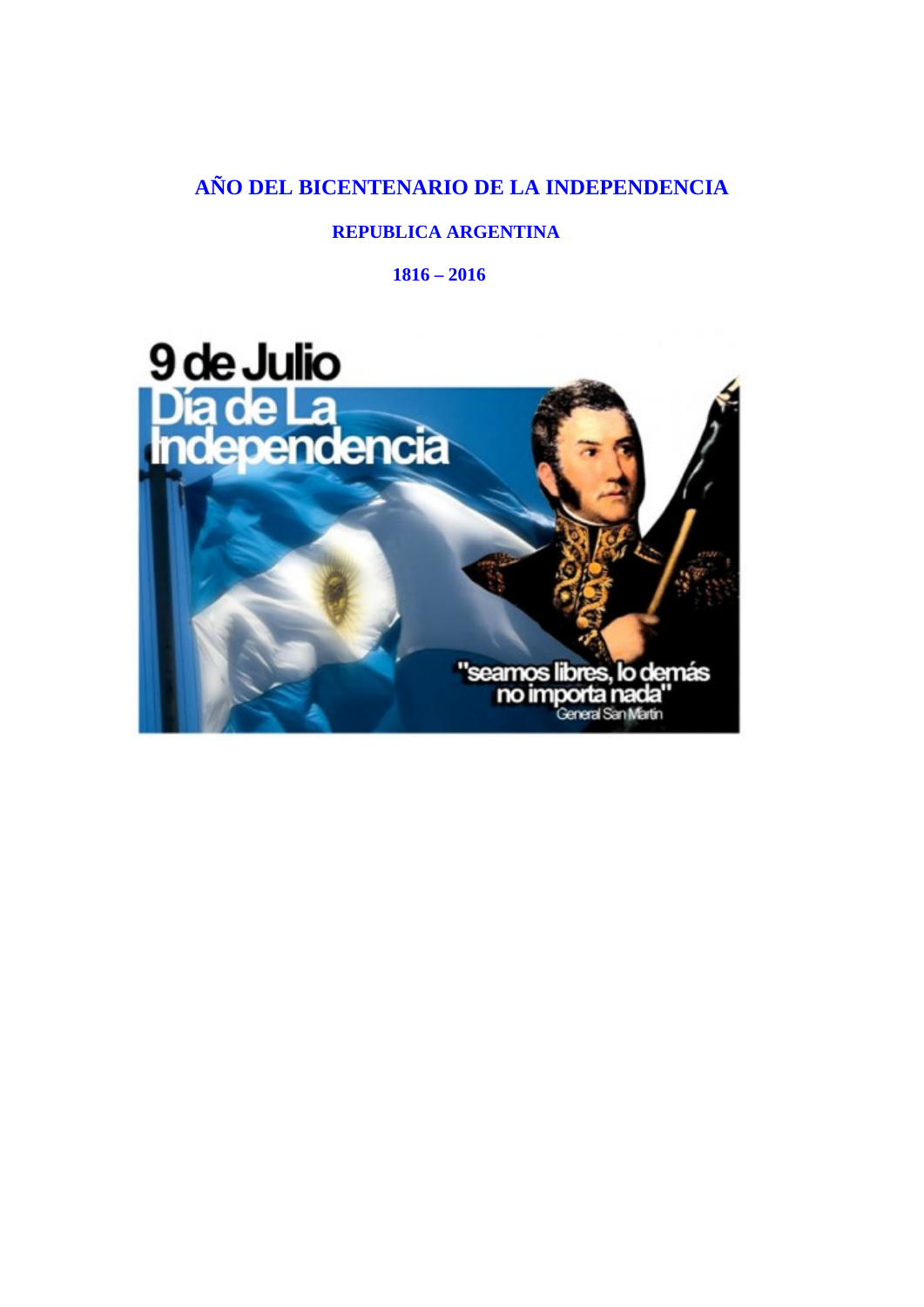**AÑO DEL BICENTENARIO DE LA INDEPENDENCIA**

**REPUBLICA ARGENTINA**

**1816 – 2016**